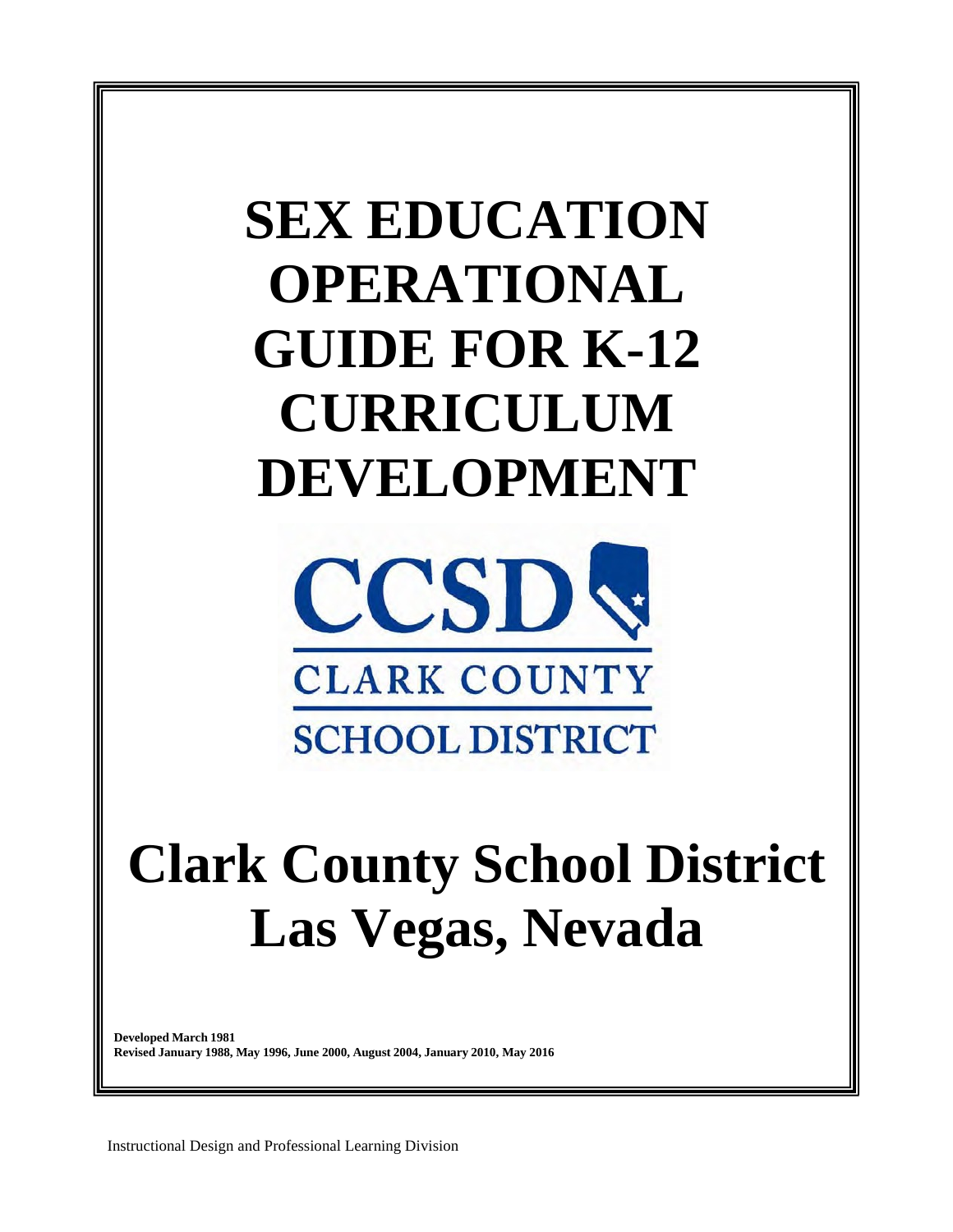# SEX EDUCATION OPERATIONAL GUIDE FOR K-12 CURRICULUM DEVELOPMENT

CCSD

CLARK COUNTY

SCHOOL DISTRICT

# Clark County School District Las Vegas, Nevada

**Developed March 1981**
**Revised January 1988, May 1996, June 2000, August 2004, January 2010, May 2016**

Instructional Design and Professional Learning Division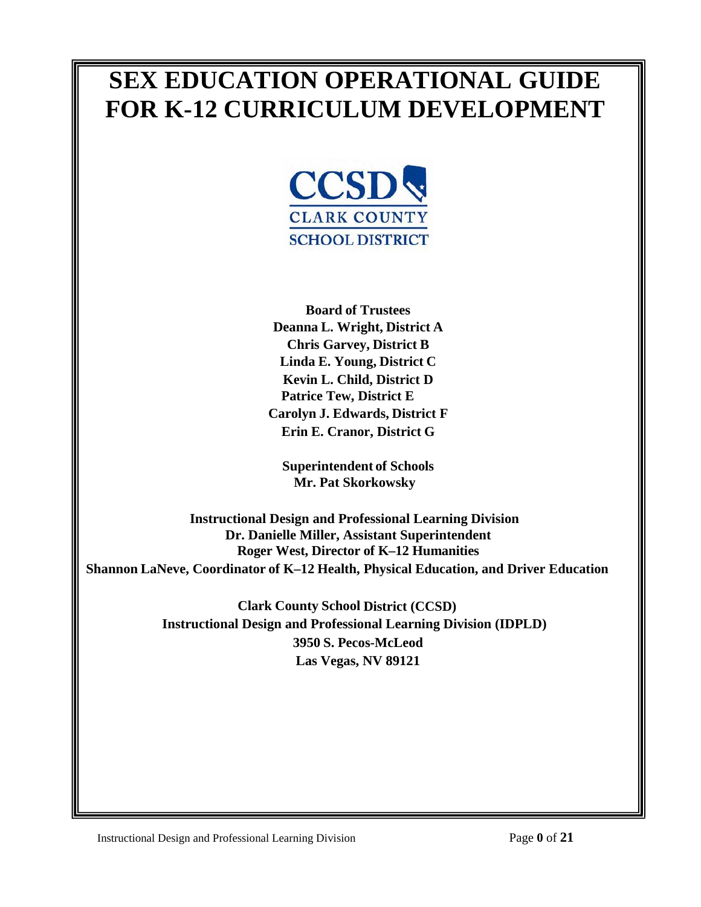# SEX EDUCATION OPERATIONAL GUIDE FOR K-12 CURRICULUM DEVELOPMENT

**CCSD**
**CLARK COUNTY SCHOOL DISTRICT**

**Board of Trustees**
**Deanna L. Wright, District A**
**Chris Garvey, District B**
**Linda E. Young, District C**
**Kevin L. Child, District D**
**Patrice Tew, District E**
**Carolyn J. Edwards, District F**
**Erin E. Cranor, District G**

**Superintendent of Schools**
**Mr. Pat Skorkowsky**

**Instructional Design and Professional Learning Division**
**Dr. Danielle Miller, Assistant Superintendent**
**Roger West, Director of K–12 Humanities**
**Shannon LaNeve, Coordinator of K–12 Health, Physical Education, and Driver Education**

**Clark County School District (CCSD)**
**Instructional Design and Professional Learning Division (IDPLD)**
**3950 S. Pecos-McLeod**
**Las Vegas, NV 89121**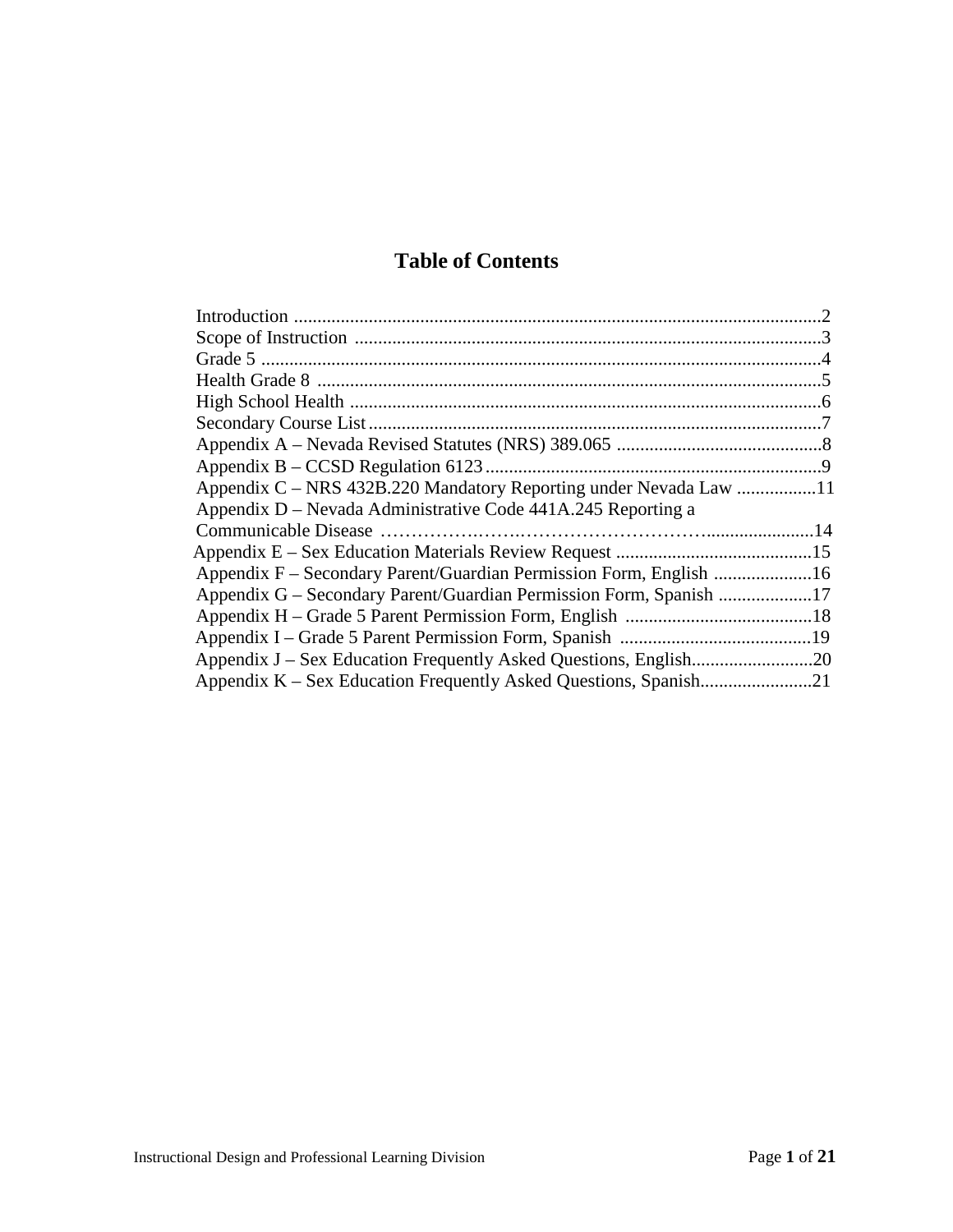# Table of Contents

Introduction ................................................................................................................2
Scope of Instruction ...................................................................................................3
Grade 5 .......................................................................................................................4
Health Grade 8 ...........................................................................................................5
High School Health ....................................................................................................6
Secondary Course List ................................................................................................7
Appendix A – Nevada Revised Statutes (NRS) 389.065 ............................................8
Appendix B – CCSD Regulation 6123 ........................................................................9
Appendix C – NRS 432B.220 Mandatory Reporting under Nevada Law .................11
Appendix D – Nevada Administrative Code 441A.245 Reporting a Communicable Disease ……………….……..…………………………........................14
Appendix E – Sex Education Materials Review Request ..........................................15
Appendix F – Secondary Parent/Guardian Permission Form, English .....................16
Appendix G – Secondary Parent/Guardian Permission Form, Spanish ....................17
Appendix H – Grade 5 Parent Permission Form, English ........................................18
Appendix I – Grade 5 Parent Permission Form, Spanish .........................................19
Appendix J – Sex Education Frequently Asked Questions, English..........................20
Appendix K – Sex Education Frequently Asked Questions, Spanish........................21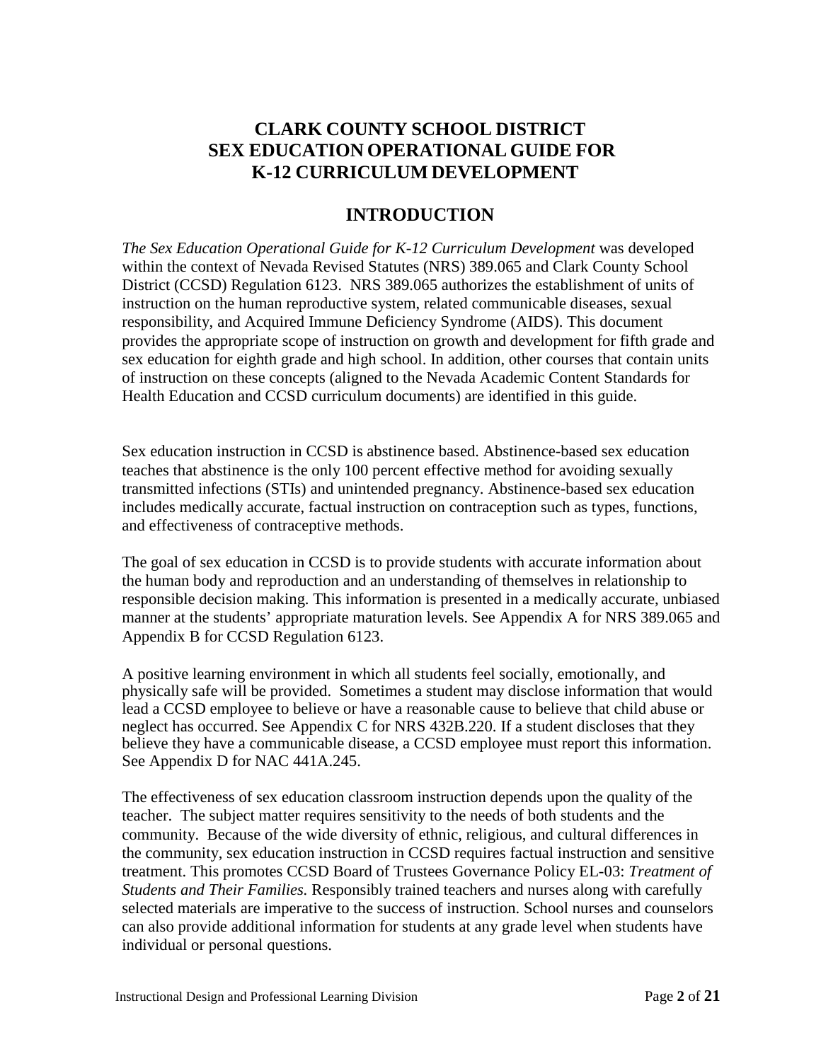# CLARK COUNTY SCHOOL DISTRICT
# SEX EDUCATION OPERATIONAL GUIDE FOR K-12 CURRICULUM DEVELOPMENT

## INTRODUCTION

*The Sex Education Operational Guide for K-12 Curriculum Development* was developed within the context of Nevada Revised Statutes (NRS) 389.065 and Clark County School District (CCSD) Regulation 6123. NRS 389.065 authorizes the establishment of units of instruction on the human reproductive system, related communicable diseases, sexual responsibility, and Acquired Immune Deficiency Syndrome (AIDS). This document provides the appropriate scope of instruction on growth and development for fifth grade and sex education for eighth grade and high school. In addition, other courses that contain units of instruction on these concepts (aligned to the Nevada Academic Content Standards for Health Education and CCSD curriculum documents) are identified in this guide.

Sex education instruction in CCSD is abstinence based. Abstinence-based sex education teaches that abstinence is the only 100 percent effective method for avoiding sexually transmitted infections (STIs) and unintended pregnancy. Abstinence-based sex education includes medically accurate, factual instruction on contraception such as types, functions, and effectiveness of contraceptive methods.

The goal of sex education in CCSD is to provide students with accurate information about the human body and reproduction and an understanding of themselves in relationship to responsible decision making. This information is presented in a medically accurate, unbiased manner at the students' appropriate maturation levels. See Appendix A for NRS 389.065 and Appendix B for CCSD Regulation 6123.

A positive learning environment in which all students feel socially, emotionally, and physically safe will be provided. Sometimes a student may disclose information that would lead a CCSD employee to believe or have a reasonable cause to believe that child abuse or neglect has occurred. See Appendix C for NRS 432B.220. If a student discloses that they believe they have a communicable disease, a CCSD employee must report this information. See Appendix D for NAC 441A.245.

The effectiveness of sex education classroom instruction depends upon the quality of the teacher. The subject matter requires sensitivity to the needs of both students and the community. Because of the wide diversity of ethnic, religious, and cultural differences in the community, sex education instruction in CCSD requires factual instruction and sensitive treatment. This promotes CCSD Board of Trustees Governance Policy EL-03: *Treatment of Students and Their Families.* Responsibly trained teachers and nurses along with carefully selected materials are imperative to the success of instruction. School nurses and counselors can also provide additional information for students at any grade level when students have individual or personal questions.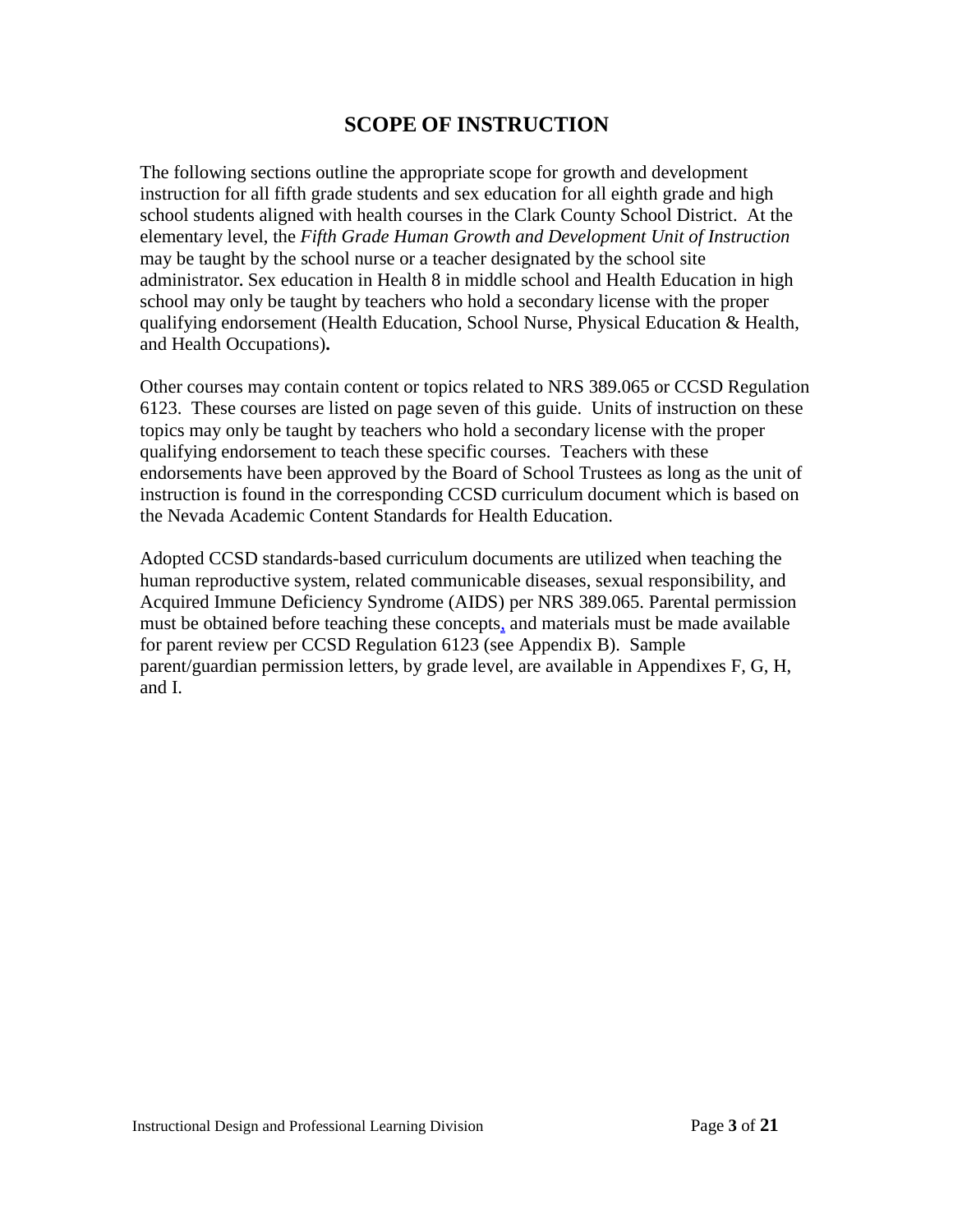# SCOPE OF INSTRUCTION

The following sections outline the appropriate scope for growth and development instruction for all fifth grade students and sex education for all eighth grade and high school students aligned with health courses in the Clark County School District. At the elementary level, the *Fifth Grade Human Growth and Development Unit of Instruction* may be taught by the school nurse or a teacher designated by the school site administrator. Sex education in Health 8 in middle school and Health Education in high school may only be taught by teachers who hold a secondary license with the proper qualifying endorsement (Health Education, School Nurse, Physical Education & Health, and Health Occupations)**.**

Other courses may contain content or topics related to NRS 389.065 or CCSD Regulation 6123. These courses are listed on page seven of this guide. Units of instruction on these topics may only be taught by teachers who hold a secondary license with the proper qualifying endorsement to teach these specific courses. Teachers with these endorsements have been approved by the Board of School Trustees as long as the unit of instruction is found in the corresponding CCSD curriculum document which is based on the Nevada Academic Content Standards for Health Education.

Adopted CCSD standards-based curriculum documents are utilized when teaching the human reproductive system, related communicable diseases, sexual responsibility, and Acquired Immune Deficiency Syndrome (AIDS) per NRS 389.065. Parental permission must be obtained before teaching these concepts, and materials must be made available for parent review per CCSD Regulation 6123 (see Appendix B). Sample parent/guardian permission letters, by grade level, are available in Appendixes F, G, H, and I.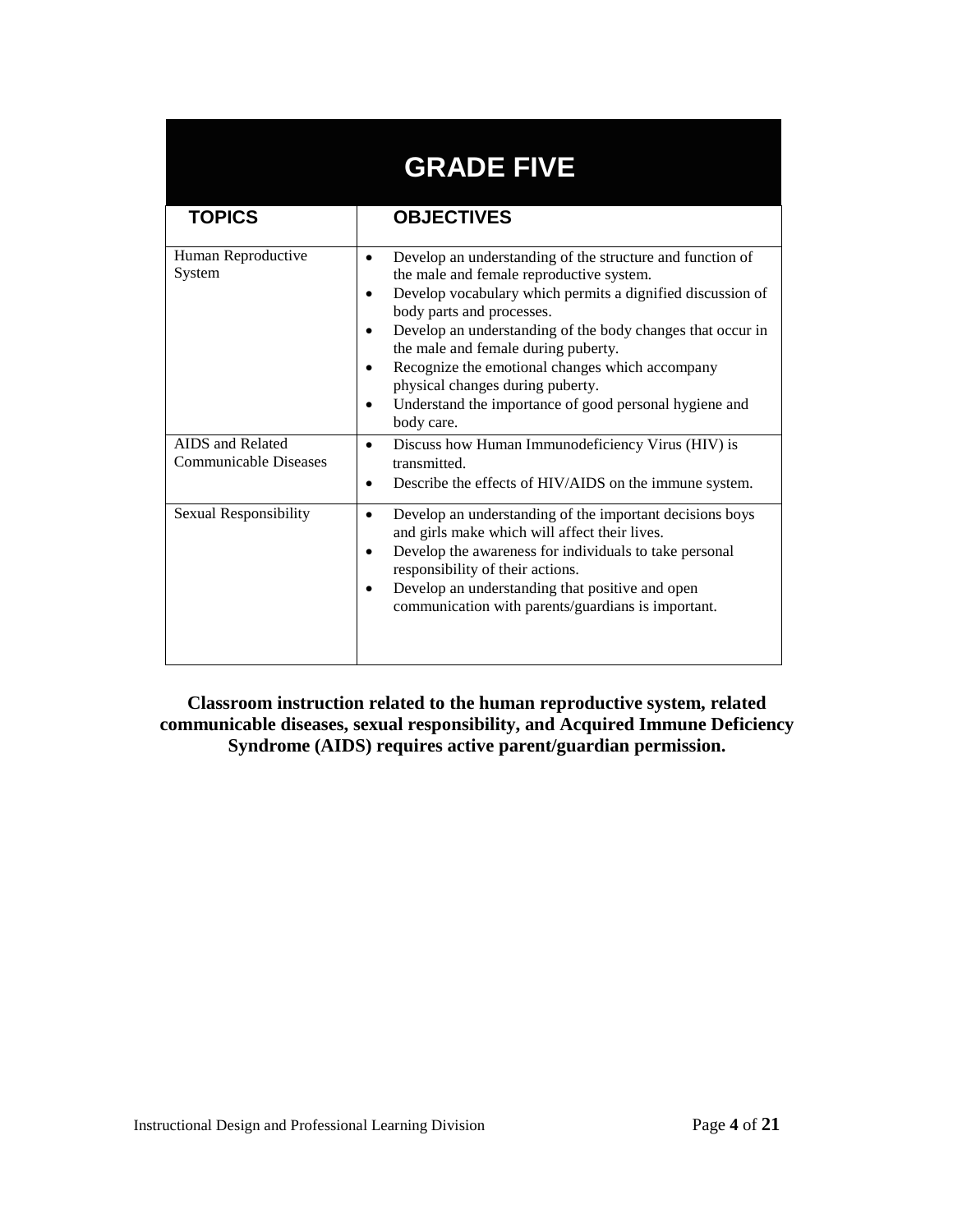# GRADE FIVE

| TOPICS | OBJECTIVES |
|---|---|
| Human Reproductive System | • Develop an understanding of the structure and function of the male and female reproductive system.<br>• Develop vocabulary which permits a dignified discussion of body parts and processes.<br>• Develop an understanding of the body changes that occur in the male and female during puberty.<br>• Recognize the emotional changes which accompany physical changes during puberty.<br>• Understand the importance of good personal hygiene and body care. |
| AIDS and Related Communicable Diseases | • Discuss how Human Immunodeficiency Virus (HIV) is transmitted.<br>• Describe the effects of HIV/AIDS on the immune system. |
| Sexual Responsibility | • Develop an understanding of the important decisions boys and girls make which will affect their lives.<br>• Develop the awareness for individuals to take personal responsibility of their actions.<br>• Develop an understanding that positive and open communication with parents/guardians is important. |

**Classroom instruction related to the human reproductive system, related communicable diseases, sexual responsibility, and Acquired Immune Deficiency Syndrome (AIDS) requires active parent/guardian permission.**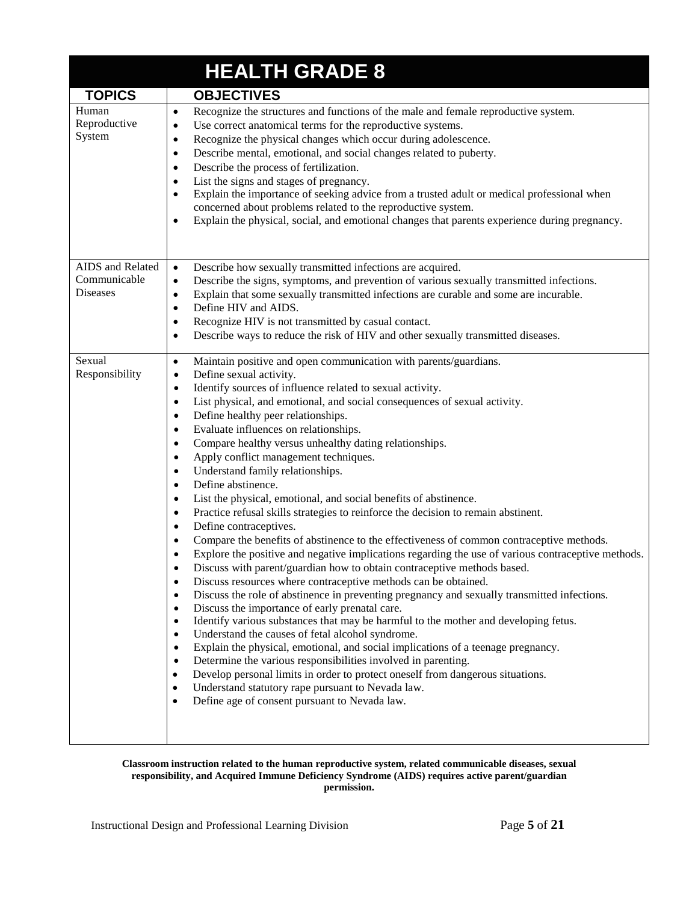| HEALTH GRADE 8 | |
|---|---|
| **TOPICS** | **OBJECTIVES** |
| Human Reproductive System | • Recognize the structures and functions of the male and female reproductive system.<br>• Use correct anatomical terms for the reproductive systems.<br>• Recognize the physical changes which occur during adolescence.<br>• Describe mental, emotional, and social changes related to puberty.<br>• Describe the process of fertilization.<br>• List the signs and stages of pregnancy.<br>• Explain the importance of seeking advice from a trusted adult or medical professional when concerned about problems related to the reproductive system.<br>• Explain the physical, social, and emotional changes that parents experience during pregnancy. |
| AIDS and Related Communicable Diseases | • Describe how sexually transmitted infections are acquired.<br>• Describe the signs, symptoms, and prevention of various sexually transmitted infections.<br>• Explain that some sexually transmitted infections are curable and some are incurable.<br>• Define HIV and AIDS.<br>• Recognize HIV is not transmitted by casual contact.<br>• Describe ways to reduce the risk of HIV and other sexually transmitted diseases. |
| Sexual Responsibility | • Maintain positive and open communication with parents/guardians.<br>• Define sexual activity.<br>• Identify sources of influence related to sexual activity.<br>• List physical, and emotional, and social consequences of sexual activity.<br>• Define healthy peer relationships.<br>• Evaluate influences on relationships.<br>• Compare healthy versus unhealthy dating relationships.<br>• Apply conflict management techniques.<br>• Understand family relationships.<br>• Define abstinence.<br>• List the physical, emotional, and social benefits of abstinence.<br>• Practice refusal skills strategies to reinforce the decision to remain abstinent.<br>• Define contraceptives.<br>• Compare the benefits of abstinence to the effectiveness of common contraceptive methods.<br>• Explore the positive and negative implications regarding the use of various contraceptive methods.<br>• Discuss with parent/guardian how to obtain contraceptive methods based.<br>• Discuss resources where contraceptive methods can be obtained.<br>• Discuss the role of abstinence in preventing pregnancy and sexually transmitted infections.<br>• Discuss the importance of early prenatal care.<br>• Identify various substances that may be harmful to the mother and developing fetus.<br>• Understand the causes of fetal alcohol syndrome.<br>• Explain the physical, emotional, and social implications of a teenage pregnancy.<br>• Determine the various responsibilities involved in parenting.<br>• Develop personal limits in order to protect oneself from dangerous situations.<br>• Understand statutory rape pursuant to Nevada law.<br>• Define age of consent pursuant to Nevada law. |

**Classroom instruction related to the human reproductive system, related communicable diseases, sexual responsibility, and Acquired Immune Deficiency Syndrome (AIDS) requires active parent/guardian permission.**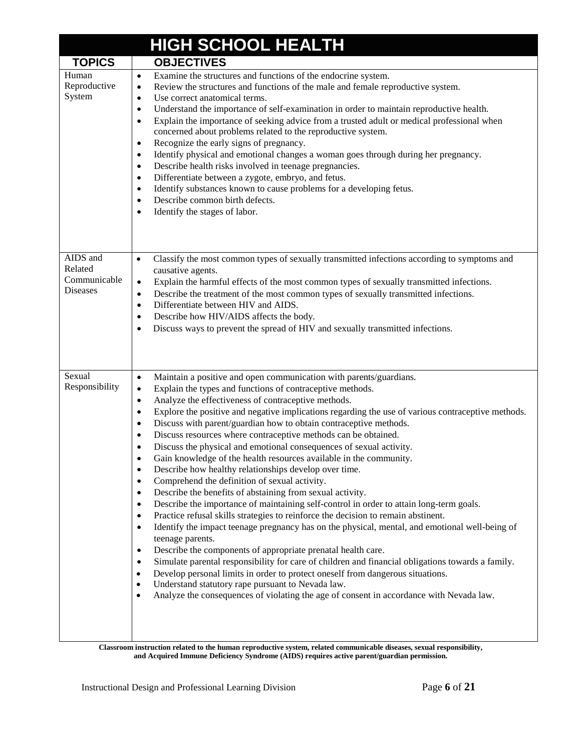| HIGH SCHOOL HEALTH | |
|---|---|
| **TOPICS** | **OBJECTIVES** |
| Human Reproductive System | • Examine the structures and functions of the endocrine system.<br>• Review the structures and functions of the male and female reproductive system.<br>• Use correct anatomical terms.<br>• Understand the importance of self-examination in order to maintain reproductive health.<br>• Explain the importance of seeking advice from a trusted adult or medical professional when concerned about problems related to the reproductive system.<br>• Recognize the early signs of pregnancy.<br>• Identify physical and emotional changes a woman goes through during her pregnancy.<br>• Describe health risks involved in teenage pregnancies.<br>• Differentiate between a zygote, embryo, and fetus.<br>• Identify substances known to cause problems for a developing fetus.<br>• Describe common birth defects.<br>• Identify the stages of labor. |
| AIDS and Related Communicable Diseases | • Classify the most common types of sexually transmitted infections according to symptoms and causative agents.<br>• Explain the harmful effects of the most common types of sexually transmitted infections.<br>• Describe the treatment of the most common types of sexually transmitted infections.<br>• Differentiate between HIV and AIDS.<br>• Describe how HIV/AIDS affects the body.<br>• Discuss ways to prevent the spread of HIV and sexually transmitted infections. |
| Sexual Responsibility | • Maintain a positive and open communication with parents/guardians.<br>• Explain the types and functions of contraceptive methods.<br>• Analyze the effectiveness of contraceptive methods.<br>• Explore the positive and negative implications regarding the use of various contraceptive methods.<br>• Discuss with parent/guardian how to obtain contraceptive methods.<br>• Discuss resources where contraceptive methods can be obtained.<br>• Discuss the physical and emotional consequences of sexual activity.<br>• Gain knowledge of the health resources available in the community.<br>• Describe how healthy relationships develop over time.<br>• Comprehend the definition of sexual activity.<br>• Describe the benefits of abstaining from sexual activity.<br>• Describe the importance of maintaining self-control in order to attain long-term goals.<br>• Practice refusal skills strategies to reinforce the decision to remain abstinent.<br>• Identify the impact teenage pregnancy has on the physical, mental, and emotional well-being of teenage parents.<br>• Describe the components of appropriate prenatal health care.<br>• Simulate parental responsibility for care of children and financial obligations towards a family.<br>• Develop personal limits in order to protect oneself from dangerous situations.<br>• Understand statutory rape pursuant to Nevada law.<br>• Analyze the consequences of violating the age of consent in accordance with Nevada law. |

**Classroom instruction related to the human reproductive system, related communicable diseases, sexual responsibility, and Acquired Immune Deficiency Syndrome (AIDS) requires active parent/guardian permission.**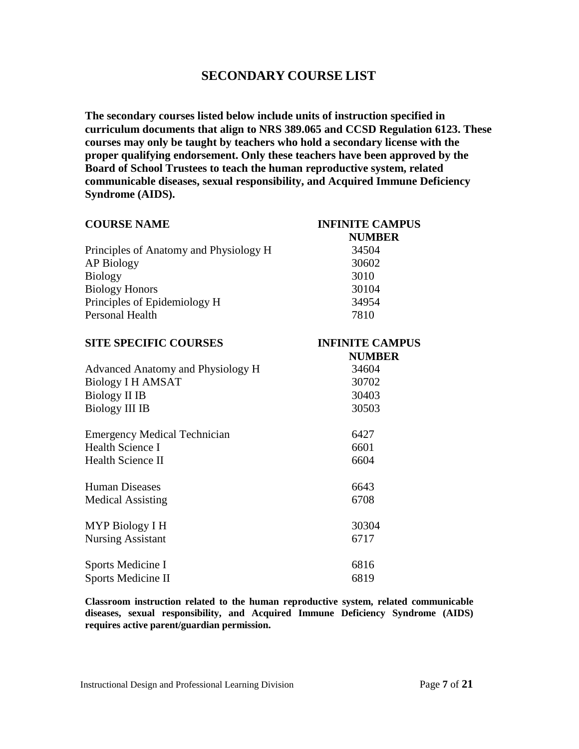## SECONDARY COURSE LIST

**The secondary courses listed below include units of instruction specified in curriculum documents that align to NRS 389.065 and CCSD Regulation 6123. These courses may only be taught by teachers who hold a secondary license with the proper qualifying endorsement. Only these teachers have been approved by the Board of School Trustees to teach the human reproductive system, related communicable diseases, sexual responsibility, and Acquired Immune Deficiency Syndrome (AIDS).**

| COURSE NAME | INFINITE CAMPUS NUMBER |
|---|---|
| Principles of Anatomy and Physiology H | 34504 |
| AP Biology | 30602 |
| Biology | 3010 |
| Biology Honors | 30104 |
| Principles of Epidemiology H | 34954 |
| Personal Health | 7810 |

| SITE SPECIFIC COURSES | INFINITE CAMPUS NUMBER |
|---|---|
| Advanced Anatomy and Physiology H | 34604 |
| Biology I H AMSAT | 30702 |
| Biology II IB | 30403 |
| Biology III IB | 30503 |
| Emergency Medical Technician | 6427 |
| Health Science I | 6601 |
| Health Science II | 6604 |
| Human Diseases | 6643 |
| Medical Assisting | 6708 |
| MYP Biology I H | 30304 |
| Nursing Assistant | 6717 |
| Sports Medicine I | 6816 |
| Sports Medicine II | 6819 |

**Classroom instruction related to the human reproductive system, related communicable diseases, sexual responsibility, and Acquired Immune Deficiency Syndrome (AIDS) requires active parent/guardian permission.**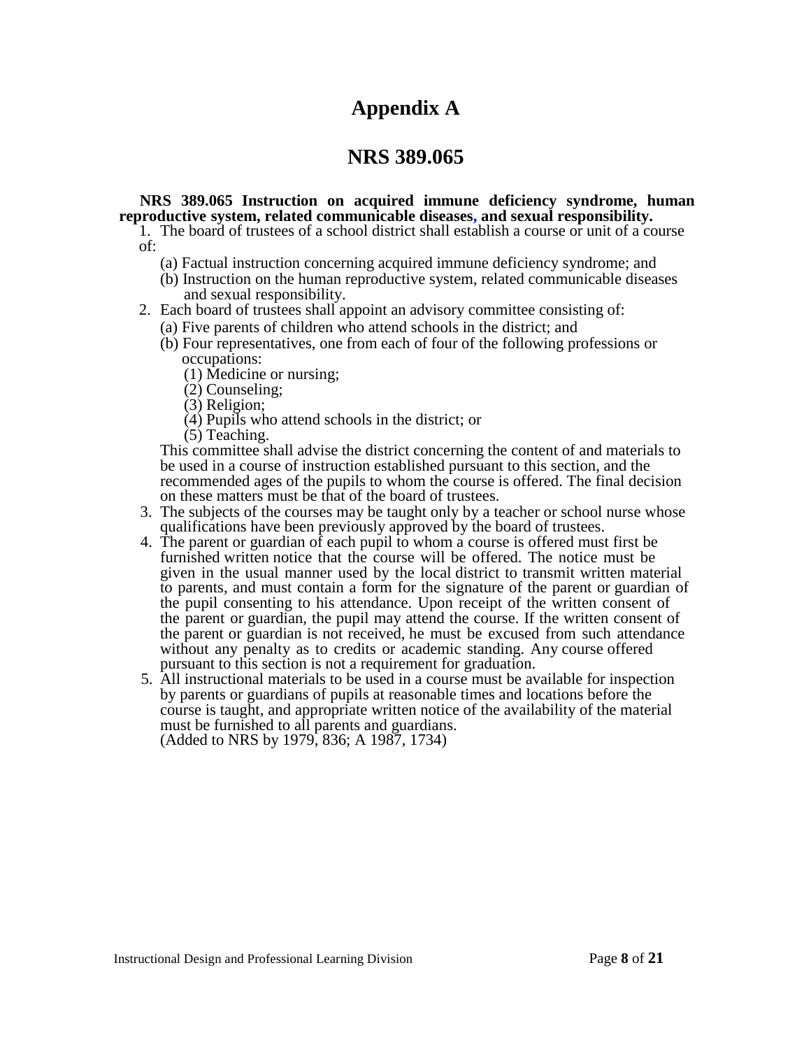# Appendix A

## NRS 389.065

**NRS 389.065 Instruction on acquired immune deficiency syndrome, human reproductive system, related communicable diseases, and sexual responsibility.**

1. The board of trustees of a school district shall establish a course or unit of a course of:
   - (a) Factual instruction concerning acquired immune deficiency syndrome; and
   - (b) Instruction on the human reproductive system, related communicable diseases and sexual responsibility.
2. Each board of trustees shall appoint an advisory committee consisting of:
   - (a) Five parents of children who attend schools in the district; and
   - (b) Four representatives, one from each of four of the following professions or occupations:
     - (1) Medicine or nursing;
     - (2) Counseling;
     - (3) Religion;
     - (4) Pupils who attend schools in the district; or
     - (5) Teaching.

   This committee shall advise the district concerning the content of and materials to be used in a course of instruction established pursuant to this section, and the recommended ages of the pupils to whom the course is offered. The final decision on these matters must be that of the board of trustees.
3. The subjects of the courses may be taught only by a teacher or school nurse whose qualifications have been previously approved by the board of trustees.
4. The parent or guardian of each pupil to whom a course is offered must first be furnished written notice that the course will be offered. The notice must be given in the usual manner used by the local district to transmit written material to parents, and must contain a form for the signature of the parent or guardian of the pupil consenting to his attendance. Upon receipt of the written consent of the parent or guardian, the pupil may attend the course. If the written consent of the parent or guardian is not received, he must be excused from such attendance without any penalty as to credits or academic standing. Any course offered pursuant to this section is not a requirement for graduation.
5. All instructional materials to be used in a course must be available for inspection by parents or guardians of pupils at reasonable times and locations before the course is taught, and appropriate written notice of the availability of the material must be furnished to all parents and guardians.

   (Added to NRS by 1979, 836; A 1987, 1734)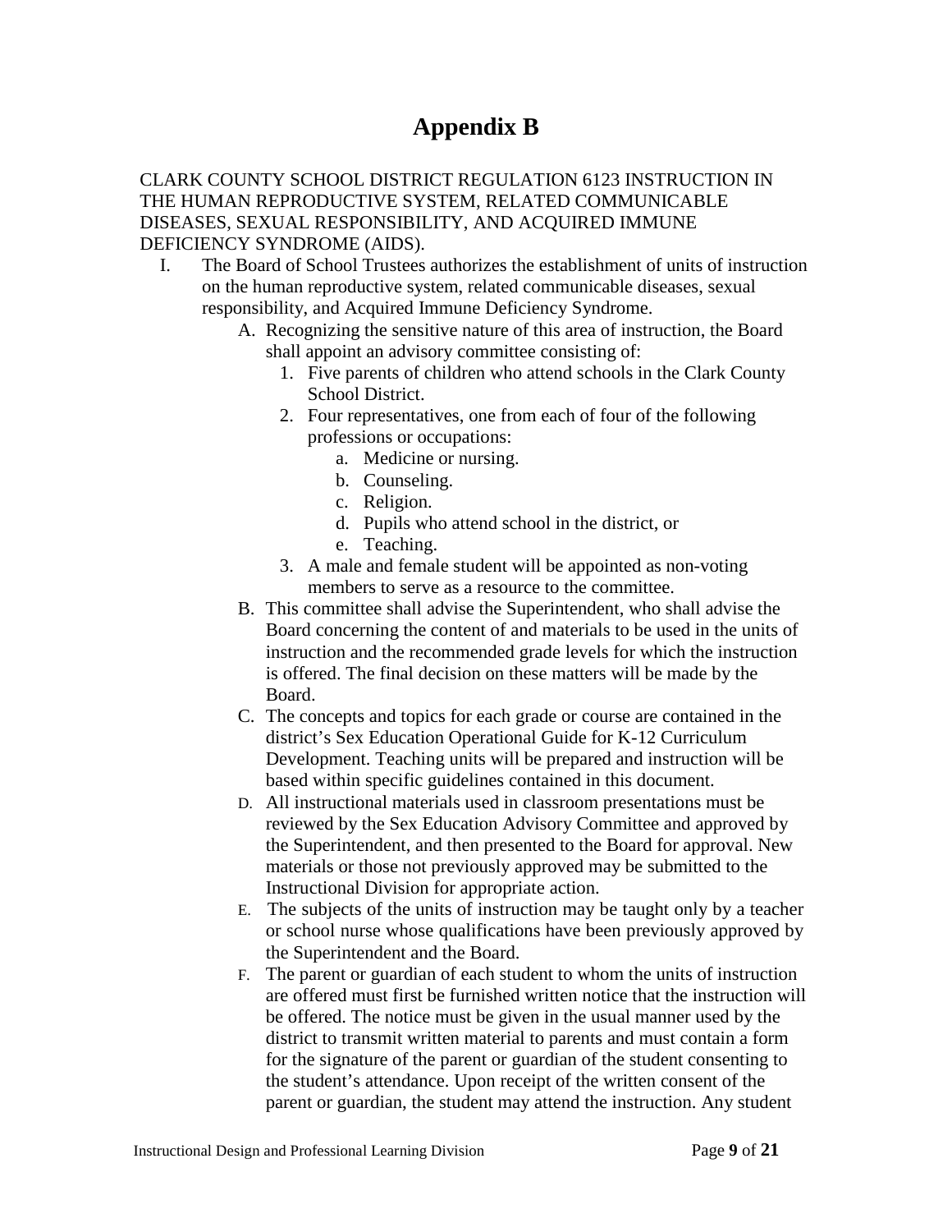# Appendix B

CLARK COUNTY SCHOOL DISTRICT REGULATION 6123 INSTRUCTION IN THE HUMAN REPRODUCTIVE SYSTEM, RELATED COMMUNICABLE DISEASES, SEXUAL RESPONSIBILITY, AND ACQUIRED IMMUNE DEFICIENCY SYNDROME (AIDS).

I. The Board of School Trustees authorizes the establishment of units of instruction on the human reproductive system, related communicable diseases, sexual responsibility, and Acquired Immune Deficiency Syndrome.
   A. Recognizing the sensitive nature of this area of instruction, the Board shall appoint an advisory committee consisting of:
      1. Five parents of children who attend schools in the Clark County School District.
      2. Four representatives, one from each of four of the following professions or occupations:
         a. Medicine or nursing.
         b. Counseling.
         c. Religion.
         d. Pupils who attend school in the district, or
         e. Teaching.
      3. A male and female student will be appointed as non-voting members to serve as a resource to the committee.
   B. This committee shall advise the Superintendent, who shall advise the Board concerning the content of and materials to be used in the units of instruction and the recommended grade levels for which the instruction is offered. The final decision on these matters will be made by the Board.
   C. The concepts and topics for each grade or course are contained in the district's Sex Education Operational Guide for K-12 Curriculum Development. Teaching units will be prepared and instruction will be based within specific guidelines contained in this document.
   D. All instructional materials used in classroom presentations must be reviewed by the Sex Education Advisory Committee and approved by the Superintendent, and then presented to the Board for approval. New materials or those not previously approved may be submitted to the Instructional Division for appropriate action.
   E. The subjects of the units of instruction may be taught only by a teacher or school nurse whose qualifications have been previously approved by the Superintendent and the Board.
   F. The parent or guardian of each student to whom the units of instruction are offered must first be furnished written notice that the instruction will be offered. The notice must be given in the usual manner used by the district to transmit written material to parents and must contain a form for the signature of the parent or guardian of the student consenting to the student's attendance. Upon receipt of the written consent of the parent or guardian, the student may attend the instruction. Any student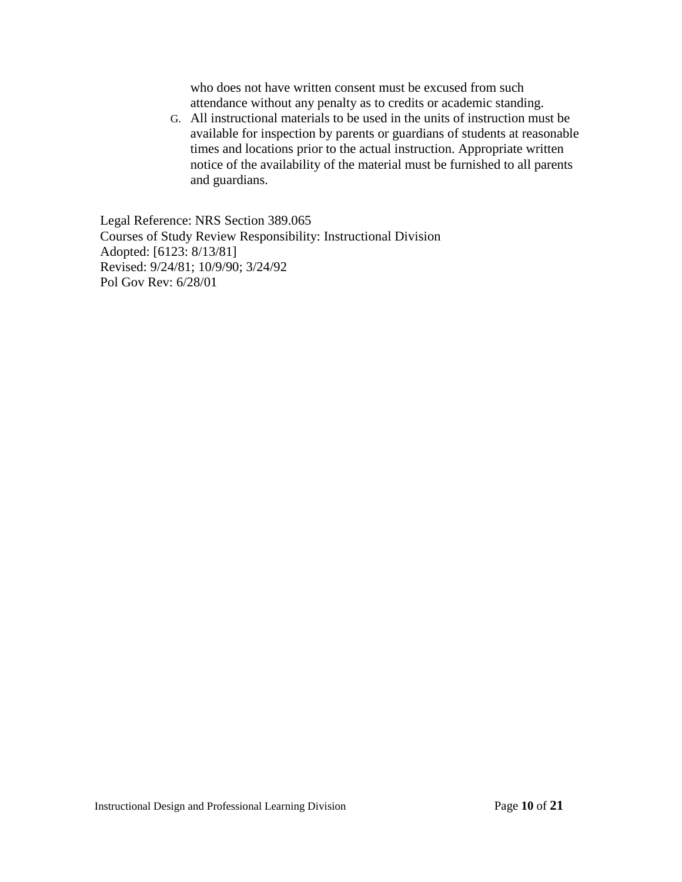who does not have written consent must be excused from such attendance without any penalty as to credits or academic standing.

G. All instructional materials to be used in the units of instruction must be available for inspection by parents or guardians of students at reasonable times and locations prior to the actual instruction. Appropriate written notice of the availability of the material must be furnished to all parents and guardians.

Legal Reference: NRS Section 389.065
Courses of Study Review Responsibility: Instructional Division
Adopted: [6123: 8/13/81]
Revised: 9/24/81; 10/9/90; 3/24/92
Pol Gov Rev: 6/28/01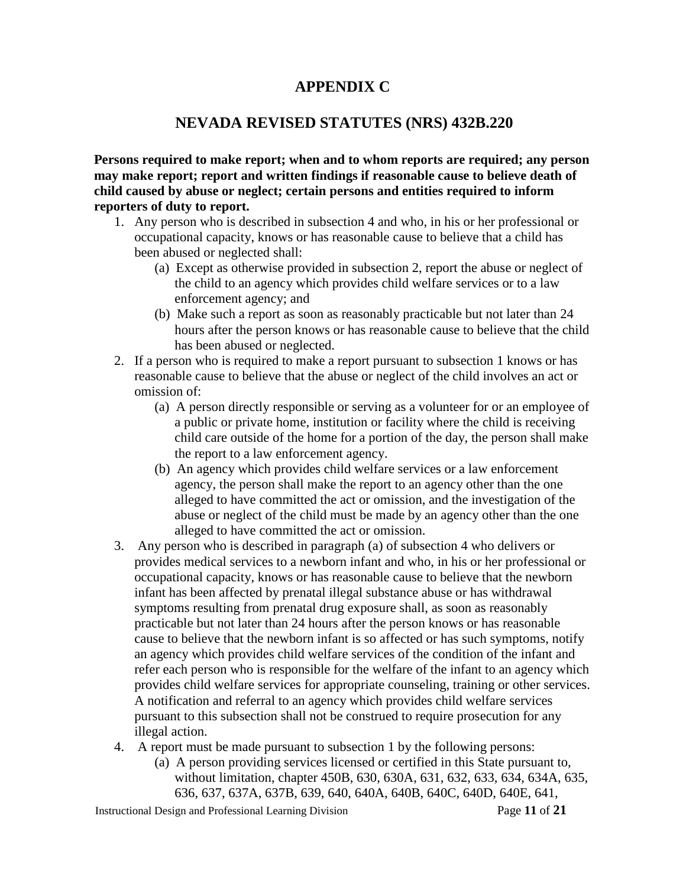# APPENDIX C

## NEVADA REVISED STATUTES (NRS) 432B.220

**Persons required to make report; when and to whom reports are required; any person may make report; report and written findings if reasonable cause to believe death of child caused by abuse or neglect; certain persons and entities required to inform reporters of duty to report.**

1. Any person who is described in subsection 4 and who, in his or her professional or occupational capacity, knows or has reasonable cause to believe that a child has been abused or neglected shall:
   - (a) Except as otherwise provided in subsection 2, report the abuse or neglect of the child to an agency which provides child welfare services or to a law enforcement agency; and
   - (b) Make such a report as soon as reasonably practicable but not later than 24 hours after the person knows or has reasonable cause to believe that the child has been abused or neglected.
2. If a person who is required to make a report pursuant to subsection 1 knows or has reasonable cause to believe that the abuse or neglect of the child involves an act or omission of:
   - (a) A person directly responsible or serving as a volunteer for or an employee of a public or private home, institution or facility where the child is receiving child care outside of the home for a portion of the day, the person shall make the report to a law enforcement agency.
   - (b) An agency which provides child welfare services or a law enforcement agency, the person shall make the report to an agency other than the one alleged to have committed the act or omission, and the investigation of the abuse or neglect of the child must be made by an agency other than the one alleged to have committed the act or omission.
3. Any person who is described in paragraph (a) of subsection 4 who delivers or provides medical services to a newborn infant and who, in his or her professional or occupational capacity, knows or has reasonable cause to believe that the newborn infant has been affected by prenatal illegal substance abuse or has withdrawal symptoms resulting from prenatal drug exposure shall, as soon as reasonably practicable but not later than 24 hours after the person knows or has reasonable cause to believe that the newborn infant is so affected or has such symptoms, notify an agency which provides child welfare services of the condition of the infant and refer each person who is responsible for the welfare of the infant to an agency which provides child welfare services for appropriate counseling, training or other services. A notification and referral to an agency which provides child welfare services pursuant to this subsection shall not be construed to require prosecution for any illegal action.
4. A report must be made pursuant to subsection 1 by the following persons:
   - (a) A person providing services licensed or certified in this State pursuant to, without limitation, chapter 450B, 630, 630A, 631, 632, 633, 634, 634A, 635, 636, 637, 637A, 637B, 639, 640, 640A, 640B, 640C, 640D, 640E, 641,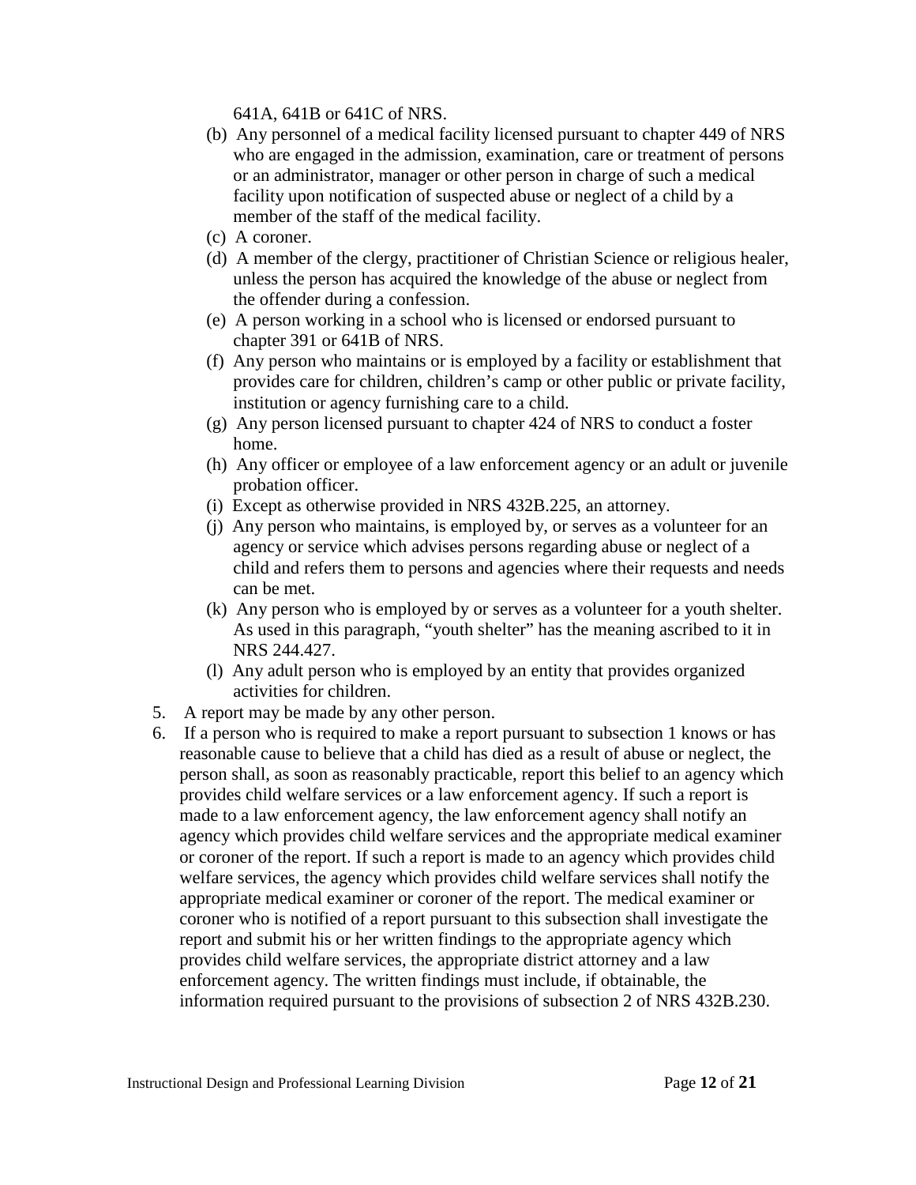641A, 641B or 641C of NRS.

(b) Any personnel of a medical facility licensed pursuant to chapter 449 of NRS who are engaged in the admission, examination, care or treatment of persons or an administrator, manager or other person in charge of such a medical facility upon notification of suspected abuse or neglect of a child by a member of the staff of the medical facility.

(c) A coroner.

(d) A member of the clergy, practitioner of Christian Science or religious healer, unless the person has acquired the knowledge of the abuse or neglect from the offender during a confession.

(e) A person working in a school who is licensed or endorsed pursuant to chapter 391 or 641B of NRS.

(f) Any person who maintains or is employed by a facility or establishment that provides care for children, children's camp or other public or private facility, institution or agency furnishing care to a child.

(g) Any person licensed pursuant to chapter 424 of NRS to conduct a foster home.

(h) Any officer or employee of a law enforcement agency or an adult or juvenile probation officer.

(i) Except as otherwise provided in NRS 432B.225, an attorney.

(j) Any person who maintains, is employed by, or serves as a volunteer for an agency or service which advises persons regarding abuse or neglect of a child and refers them to persons and agencies where their requests and needs can be met.

(k) Any person who is employed by or serves as a volunteer for a youth shelter. As used in this paragraph, "youth shelter" has the meaning ascribed to it in NRS 244.427.

(l) Any adult person who is employed by an entity that provides organized activities for children.

5. A report may be made by any other person.
6. If a person who is required to make a report pursuant to subsection 1 knows or has reasonable cause to believe that a child has died as a result of abuse or neglect, the person shall, as soon as reasonably practicable, report this belief to an agency which provides child welfare services or a law enforcement agency. If such a report is made to a law enforcement agency, the law enforcement agency shall notify an agency which provides child welfare services and the appropriate medical examiner or coroner of the report. If such a report is made to an agency which provides child welfare services, the agency which provides child welfare services shall notify the appropriate medical examiner or coroner of the report. The medical examiner or coroner who is notified of a report pursuant to this subsection shall investigate the report and submit his or her written findings to the appropriate agency which provides child welfare services, the appropriate district attorney and a law enforcement agency. The written findings must include, if obtainable, the information required pursuant to the provisions of subsection 2 of NRS 432B.230.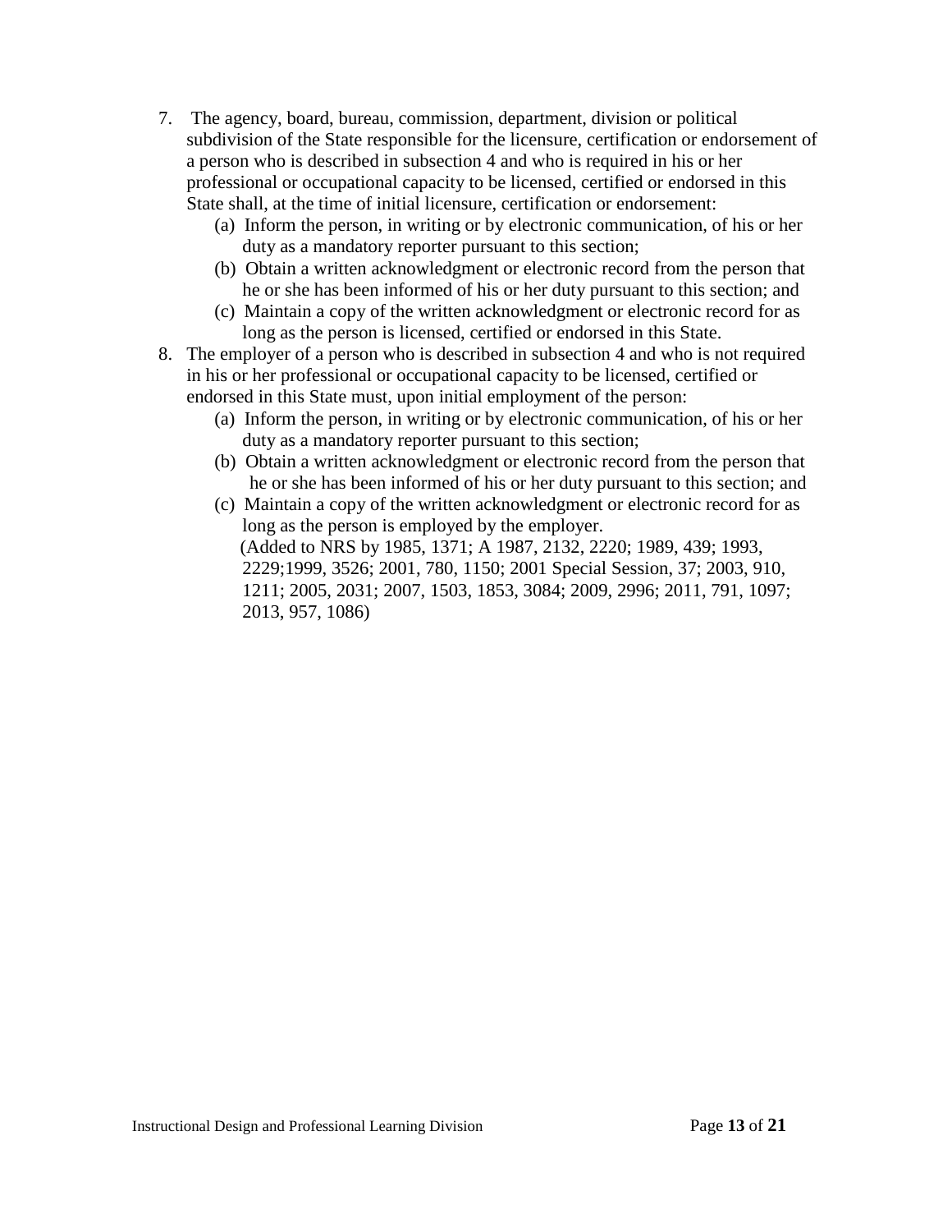7. The agency, board, bureau, commission, department, division or political subdivision of the State responsible for the licensure, certification or endorsement of a person who is described in subsection 4 and who is required in his or her professional or occupational capacity to be licensed, certified or endorsed in this State shall, at the time of initial licensure, certification or endorsement:
   (a) Inform the person, in writing or by electronic communication, of his or her duty as a mandatory reporter pursuant to this section;
   (b) Obtain a written acknowledgment or electronic record from the person that he or she has been informed of his or her duty pursuant to this section; and
   (c) Maintain a copy of the written acknowledgment or electronic record for as long as the person is licensed, certified or endorsed in this State.
8. The employer of a person who is described in subsection 4 and who is not required in his or her professional or occupational capacity to be licensed, certified or endorsed in this State must, upon initial employment of the person:
   (a) Inform the person, in writing or by electronic communication, of his or her duty as a mandatory reporter pursuant to this section;
   (b) Obtain a written acknowledgment or electronic record from the person that he or she has been informed of his or her duty pursuant to this section; and
   (c) Maintain a copy of the written acknowledgment or electronic record for as long as the person is employed by the employer.
   (Added to NRS by 1985, 1371; A 1987, 2132, 2220; 1989, 439; 1993, 2229;1999, 3526; 2001, 780, 1150; 2001 Special Session, 37; 2003, 910, 1211; 2005, 2031; 2007, 1503, 1853, 3084; 2009, 2996; 2011, 791, 1097; 2013, 957, 1086)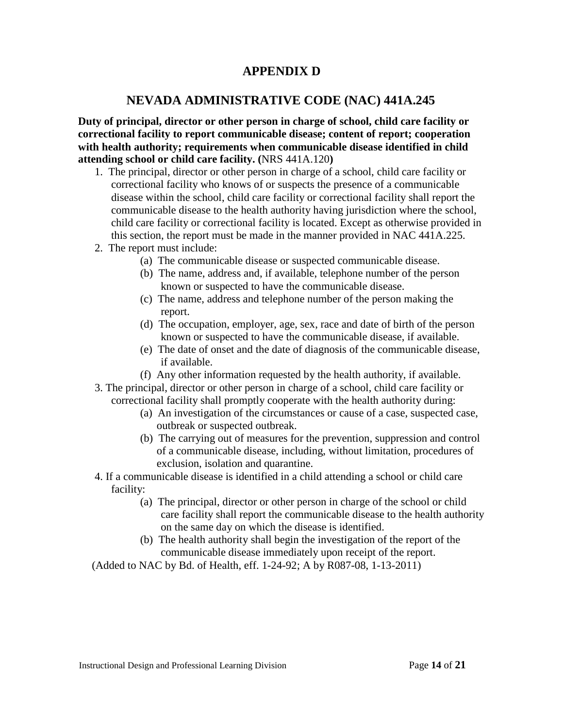# APPENDIX D

## NEVADA ADMINISTRATIVE CODE (NAC) 441A.245

**Duty of principal, director or other person in charge of school, child care facility or correctional facility to report communicable disease; content of report; cooperation with health authority; requirements when communicable disease identified in child attending school or child care facility. (**NRS 441A.120**)**

1. The principal, director or other person in charge of a school, child care facility or correctional facility who knows of or suspects the presence of a communicable disease within the school, child care facility or correctional facility shall report the communicable disease to the health authority having jurisdiction where the school, child care facility or correctional facility is located. Except as otherwise provided in this section, the report must be made in the manner provided in NAC 441A.225.
2. The report must include:
   - (a) The communicable disease or suspected communicable disease.
   - (b) The name, address and, if available, telephone number of the person known or suspected to have the communicable disease.
   - (c) The name, address and telephone number of the person making the report.
   - (d) The occupation, employer, age, sex, race and date of birth of the person known or suspected to have the communicable disease, if available.
   - (e) The date of onset and the date of diagnosis of the communicable disease, if available.
   - (f) Any other information requested by the health authority, if available.
3. The principal, director or other person in charge of a school, child care facility or correctional facility shall promptly cooperate with the health authority during:
   - (a) An investigation of the circumstances or cause of a case, suspected case, outbreak or suspected outbreak.
   - (b) The carrying out of measures for the prevention, suppression and control of a communicable disease, including, without limitation, procedures of exclusion, isolation and quarantine.
4. If a communicable disease is identified in a child attending a school or child care facility:
   - (a) The principal, director or other person in charge of the school or child care facility shall report the communicable disease to the health authority on the same day on which the disease is identified.
   - (b) The health authority shall begin the investigation of the report of the communicable disease immediately upon receipt of the report.

(Added to NAC by Bd. of Health, eff. 1-24-92; A by R087-08, 1-13-2011)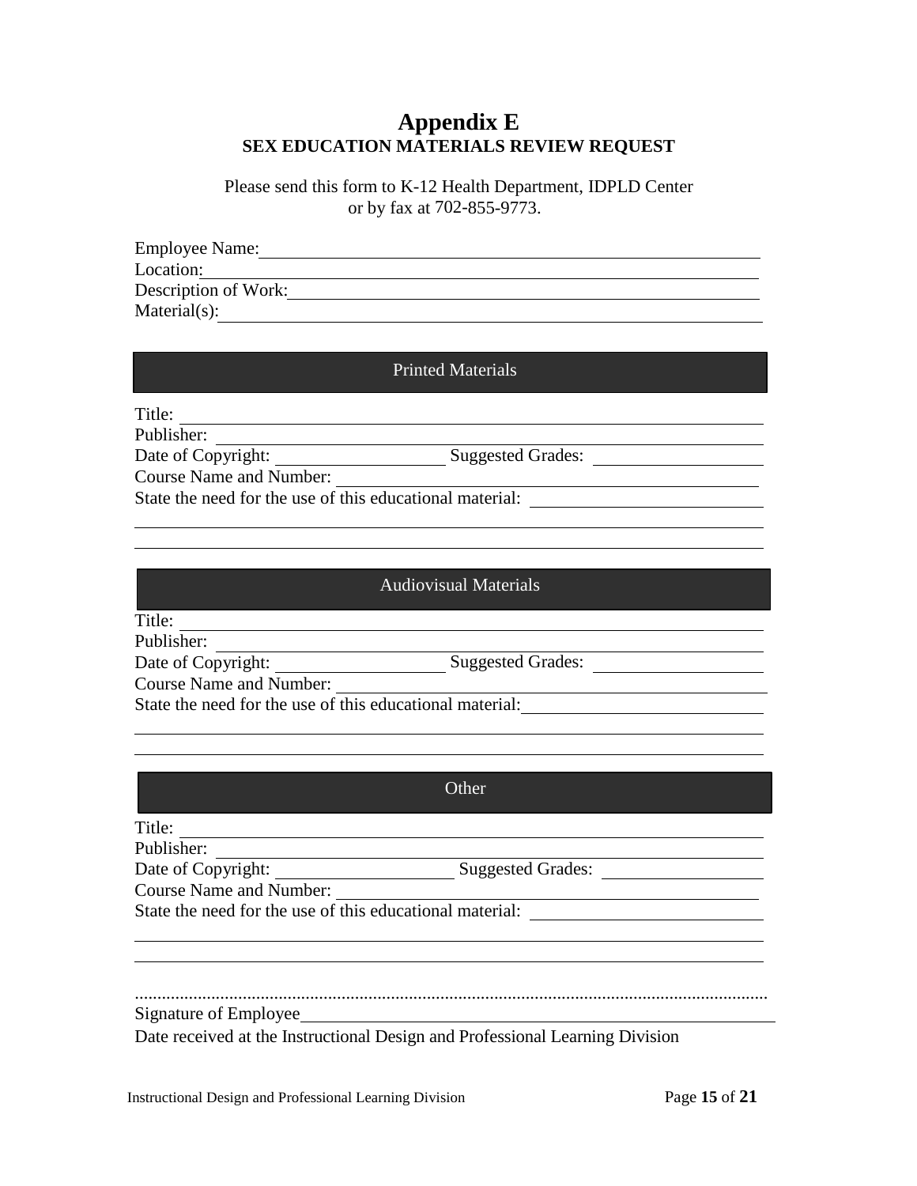# Appendix E

## SEX EDUCATION MATERIALS REVIEW REQUEST

Please send this form to K-12 Health Department, IDPLD Center
or by fax at 702-855-9773.

Employee Name: \_\_\_\_\_\_\_\_\_\_\_\_\_\_\_\_\_\_\_\_\_\_\_\_\_\_\_\_\_\_\_\_\_\_\_\_\_\_\_\_

Location: \_\_\_\_\_\_\_\_\_\_\_\_\_\_\_\_\_\_\_\_\_\_\_\_\_\_\_\_\_\_\_\_\_\_\_\_\_\_\_\_

Description of Work: \_\_\_\_\_\_\_\_\_\_\_\_\_\_\_\_\_\_\_\_\_\_\_\_\_\_\_\_\_\_\_\_\_\_\_\_\_\_\_\_

Material(s): \_\_\_\_\_\_\_\_\_\_\_\_\_\_\_\_\_\_\_\_\_\_\_\_\_\_\_\_\_\_\_\_\_\_\_\_\_\_\_\_

### Printed Materials

Title: \_\_\_\_\_\_\_\_\_\_\_\_\_\_\_\_\_\_\_\_\_\_\_\_\_\_\_\_\_\_\_\_\_\_\_\_\_\_\_\_

Publisher: \_\_\_\_\_\_\_\_\_\_\_\_\_\_\_\_\_\_\_\_\_\_\_\_\_\_\_\_\_\_\_\_\_\_\_\_\_\_\_\_

Date of Copyright: \_\_\_\_\_\_\_\_\_\_\_\_\_\_\_\_\_\_ Suggested Grades: \_\_\_\_\_\_\_\_\_\_\_\_\_\_\_\_\_\_

Course Name and Number: \_\_\_\_\_\_\_\_\_\_\_\_\_\_\_\_\_\_\_\_\_\_\_\_\_\_\_\_\_\_\_\_\_\_\_\_\_\_\_\_

State the need for the use of this educational material: \_\_\_\_\_\_\_\_\_\_\_\_\_\_\_\_\_\_\_\_\_\_\_\_

\_\_\_\_\_\_\_\_\_\_\_\_\_\_\_\_\_\_\_\_\_\_\_\_\_\_\_\_\_\_\_\_\_\_\_\_\_\_\_\_\_\_\_\_\_\_\_\_\_\_\_\_\_\_\_\_\_\_\_\_

\_\_\_\_\_\_\_\_\_\_\_\_\_\_\_\_\_\_\_\_\_\_\_\_\_\_\_\_\_\_\_\_\_\_\_\_\_\_\_\_\_\_\_\_\_\_\_\_\_\_\_\_\_\_\_\_\_\_\_\_

### Audiovisual Materials

Title: \_\_\_\_\_\_\_\_\_\_\_\_\_\_\_\_\_\_\_\_\_\_\_\_\_\_\_\_\_\_\_\_\_\_\_\_\_\_\_\_

Publisher: \_\_\_\_\_\_\_\_\_\_\_\_\_\_\_\_\_\_\_\_\_\_\_\_\_\_\_\_\_\_\_\_\_\_\_\_\_\_\_\_

Date of Copyright: \_\_\_\_\_\_\_\_\_\_\_\_\_\_\_\_\_\_ Suggested Grades: \_\_\_\_\_\_\_\_\_\_\_\_\_\_\_\_\_\_

Course Name and Number: \_\_\_\_\_\_\_\_\_\_\_\_\_\_\_\_\_\_\_\_\_\_\_\_\_\_\_\_\_\_\_\_\_\_\_\_\_\_\_\_

State the need for the use of this educational material: \_\_\_\_\_\_\_\_\_\_\_\_\_\_\_\_\_\_\_\_\_\_\_\_

\_\_\_\_\_\_\_\_\_\_\_\_\_\_\_\_\_\_\_\_\_\_\_\_\_\_\_\_\_\_\_\_\_\_\_\_\_\_\_\_\_\_\_\_\_\_\_\_\_\_\_\_\_\_\_\_\_\_\_\_

\_\_\_\_\_\_\_\_\_\_\_\_\_\_\_\_\_\_\_\_\_\_\_\_\_\_\_\_\_\_\_\_\_\_\_\_\_\_\_\_\_\_\_\_\_\_\_\_\_\_\_\_\_\_\_\_\_\_\_\_

### Other

Title: \_\_\_\_\_\_\_\_\_\_\_\_\_\_\_\_\_\_\_\_\_\_\_\_\_\_\_\_\_\_\_\_\_\_\_\_\_\_\_\_

Publisher: \_\_\_\_\_\_\_\_\_\_\_\_\_\_\_\_\_\_\_\_\_\_\_\_\_\_\_\_\_\_\_\_\_\_\_\_\_\_\_\_

Date of Copyright: \_\_\_\_\_\_\_\_\_\_\_\_\_\_\_\_\_\_ Suggested Grades: \_\_\_\_\_\_\_\_\_\_\_\_\_\_\_\_\_\_

Course Name and Number: \_\_\_\_\_\_\_\_\_\_\_\_\_\_\_\_\_\_\_\_\_\_\_\_\_\_\_\_\_\_\_\_\_\_\_\_\_\_\_\_

State the need for the use of this educational material: \_\_\_\_\_\_\_\_\_\_\_\_\_\_\_\_\_\_\_\_\_\_\_\_

\_\_\_\_\_\_\_\_\_\_\_\_\_\_\_\_\_\_\_\_\_\_\_\_\_\_\_\_\_\_\_\_\_\_\_\_\_\_\_\_\_\_\_\_\_\_\_\_\_\_\_\_\_\_\_\_\_\_\_\_

\_\_\_\_\_\_\_\_\_\_\_\_\_\_\_\_\_\_\_\_\_\_\_\_\_\_\_\_\_\_\_\_\_\_\_\_\_\_\_\_\_\_\_\_\_\_\_\_\_\_\_\_\_\_\_\_\_\_\_\_

..........................................................................................................................................

Signature of Employee \_\_\_\_\_\_\_\_\_\_\_\_\_\_\_\_\_\_\_\_\_\_\_\_\_\_\_\_\_\_\_\_\_\_\_\_\_\_\_\_

Date received at the Instructional Design and Professional Learning Division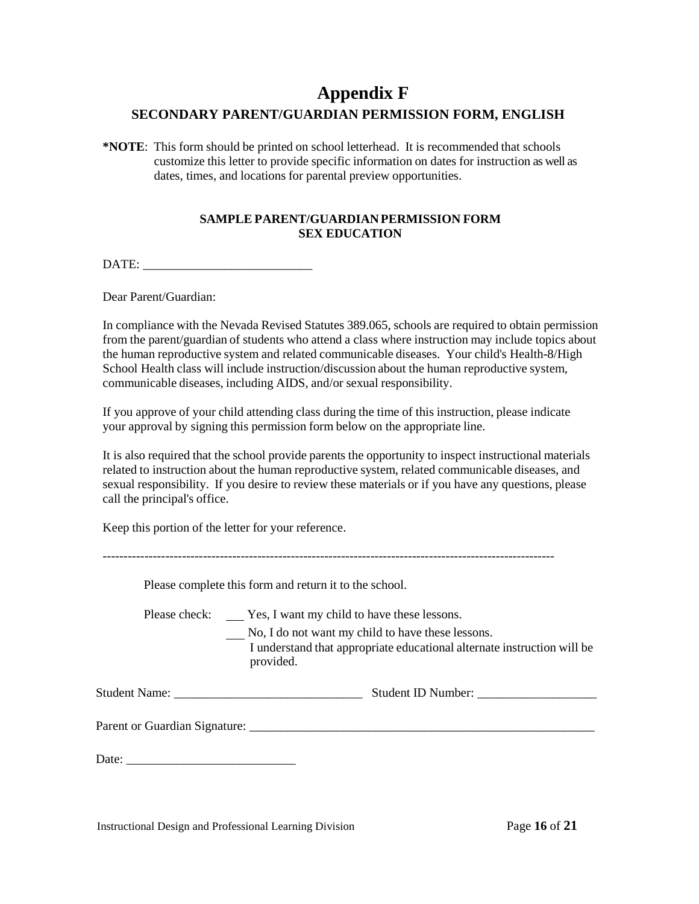# Appendix F

## SECONDARY PARENT/GUARDIAN PERMISSION FORM, ENGLISH

**\*NOTE**: This form should be printed on school letterhead. It is recommended that schools customize this letter to provide specific information on dates for instruction as well as dates, times, and locations for parental preview opportunities.

**SAMPLE PARENT/GUARDIAN PERMISSION FORM**
**SEX EDUCATION**

DATE: ___________________________

Dear Parent/Guardian:

In compliance with the Nevada Revised Statutes 389.065, schools are required to obtain permission from the parent/guardian of students who attend a class where instruction may include topics about the human reproductive system and related communicable diseases. Your child's Health-8/High School Health class will include instruction/discussion about the human reproductive system, communicable diseases, including AIDS, and/or sexual responsibility.

If you approve of your child attending class during the time of this instruction, please indicate your approval by signing this permission form below on the appropriate line.

It is also required that the school provide parents the opportunity to inspect instructional materials related to instruction about the human reproductive system, related communicable diseases, and sexual responsibility. If you desire to review these materials or if you have any questions, please call the principal's office.

Keep this portion of the letter for your reference.

-----------------------------------------------------------------------------------------------------------

Please complete this form and return it to the school.

Please check: ___ Yes, I want my child to have these lessons.

___ No, I do not want my child to have these lessons.
I understand that appropriate educational alternate instruction will be provided.

Student Name: ______________________________ Student ID Number: __________________

Parent or Guardian Signature: _______________________________________________________

Date: ___________________________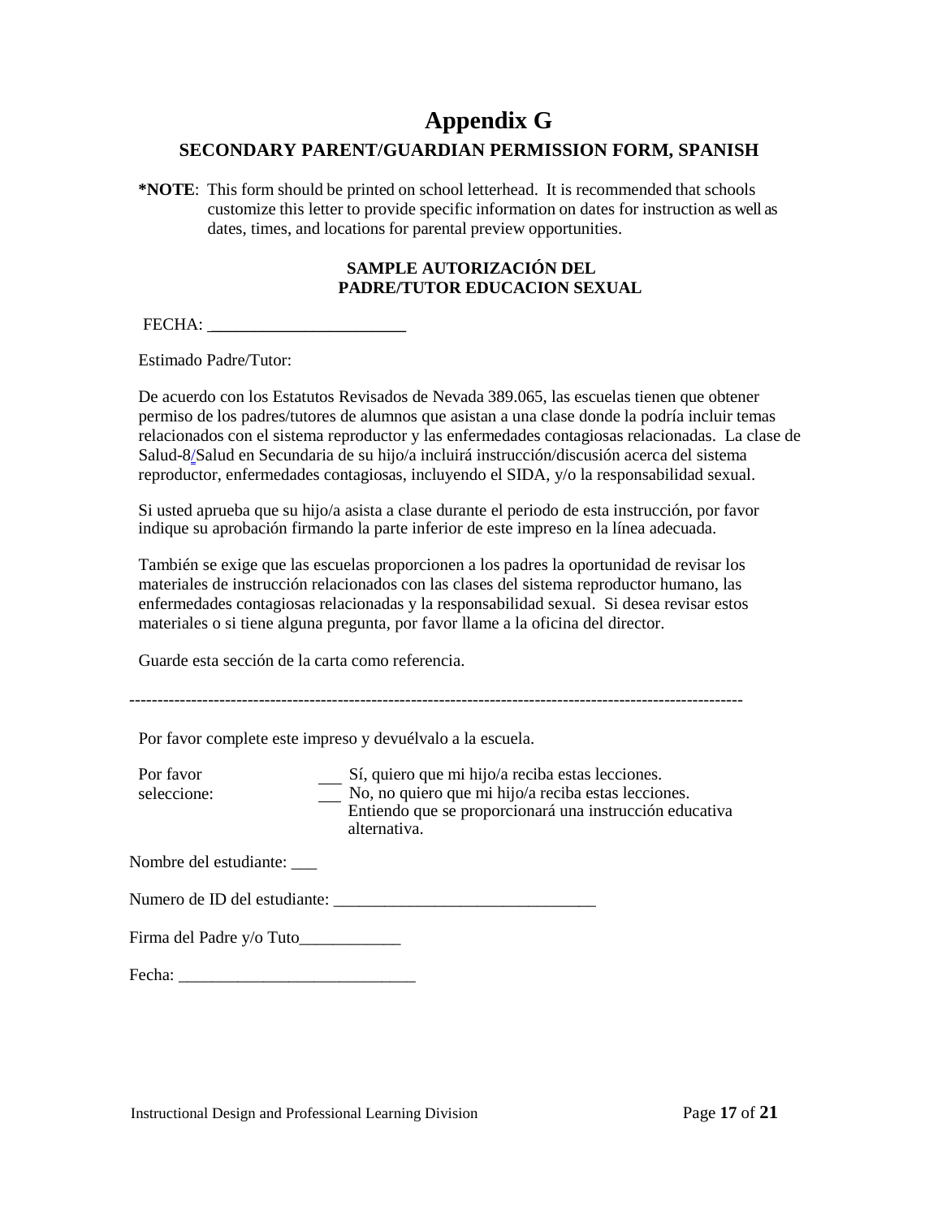# Appendix G

## SECONDARY PARENT/GUARDIAN PERMISSION FORM, SPANISH

**\*NOTE**: This form should be printed on school letterhead. It is recommended that schools customize this letter to provide specific information on dates for instruction as well as dates, times, and locations for parental preview opportunities.

**SAMPLE AUTORIZACIÓN DEL PADRE/TUTOR EDUCACION SEXUAL**

FECHA: _______________________

Estimado Padre/Tutor:

De acuerdo con los Estatutos Revisados de Nevada 389.065, las escuelas tienen que obtener permiso de los padres/tutores de alumnos que asistan a una clase donde la podría incluir temas relacionados con el sistema reproductor y las enfermedades contagiosas relacionadas. La clase de Salud-8/Salud en Secundaria de su hijo/a incluirá instrucción/discusión acerca del sistema reproductor, enfermedades contagiosas, incluyendo el SIDA, y/o la responsabilidad sexual.

Si usted aprueba que su hijo/a asista a clase durante el periodo de esta instrucción, por favor indique su aprobación firmando la parte inferior de este impreso en la línea adecuada.

También se exige que las escuelas proporcionen a los padres la oportunidad de revisar los materiales de instrucción relacionados con las clases del sistema reproductor humano, las enfermedades contagiosas relacionadas y la responsabilidad sexual. Si desea revisar estos materiales o si tiene alguna pregunta, por favor llame a la oficina del director.

Guarde esta sección de la carta como referencia.

----------------------------------------------------------------------------------------------------------------

Por favor complete este impreso y devuélvalo a la escuela.

Por favor seleccione:

___ Sí, quiero que mi hijo/a reciba estas lecciones.

___ No, no quiero que mi hijo/a reciba estas lecciones. Entiendo que se proporcionará una instrucción educativa alternativa.

Nombre del estudiante: ___

Numero de ID del estudiante: _______________________________

Firma del Padre y/o Tuto____________

Fecha: ___________________________

Instructional Design and Professional Learning Division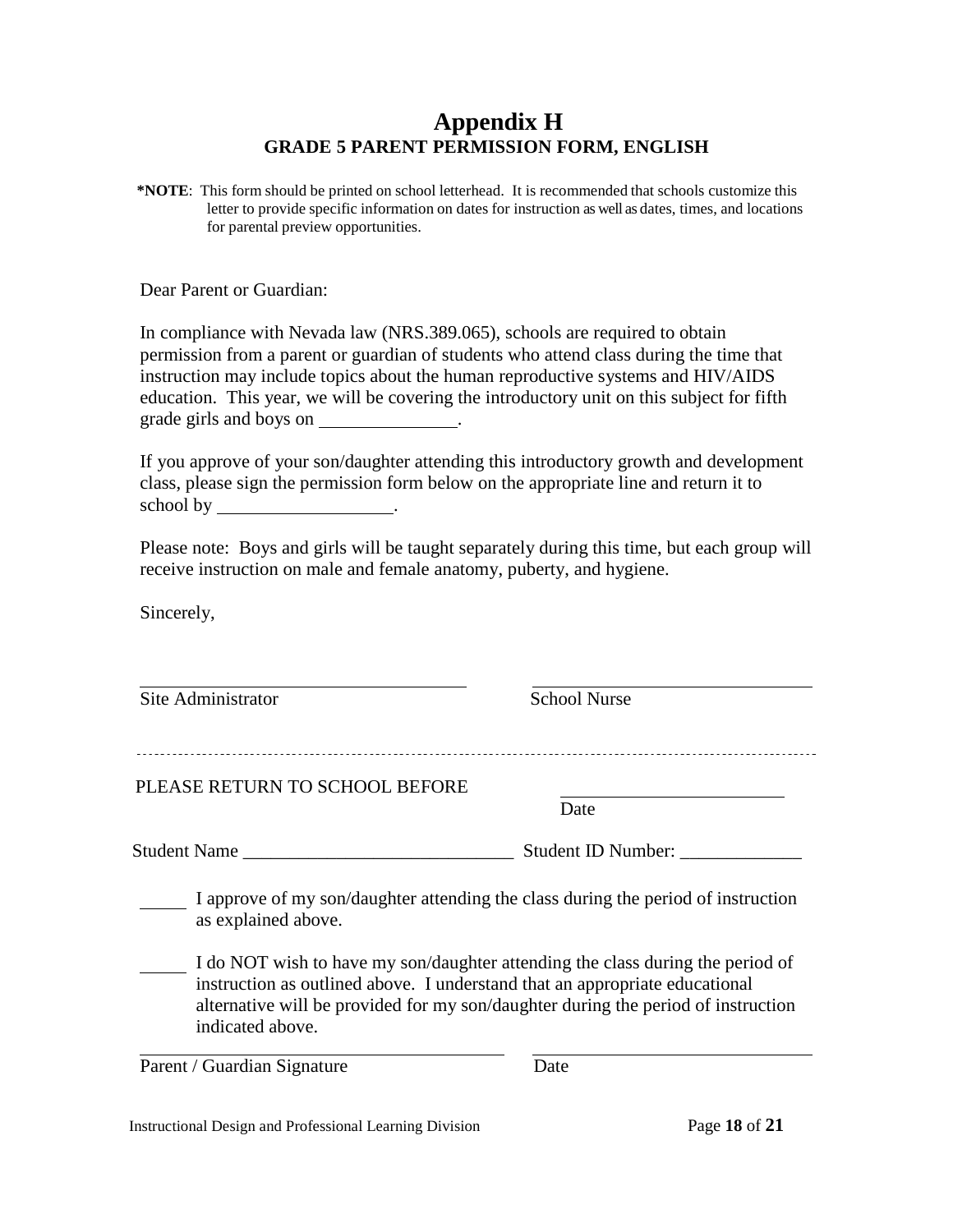# Appendix H

## GRADE 5 PARENT PERMISSION FORM, ENGLISH

**\*NOTE**: This form should be printed on school letterhead. It is recommended that schools customize this letter to provide specific information on dates for instruction as well as dates, times, and locations for parental preview opportunities.

Dear Parent or Guardian:

In compliance with Nevada law (NRS.389.065), schools are required to obtain permission from a parent or guardian of students who attend class during the time that instruction may include topics about the human reproductive systems and HIV/AIDS education. This year, we will be covering the introductory unit on this subject for fifth grade girls and boys on _______________.

If you approve of your son/daughter attending this introductory growth and development class, please sign the permission form below on the appropriate line and return it to school by ___________________.

Please note: Boys and girls will be taught separately during this time, but each group will receive instruction on male and female anatomy, puberty, and hygiene.

Sincerely,

____________________________________ ________________________________

Site Administrator School Nurse

---

PLEASE RETURN TO SCHOOL BEFORE ________________________

Date

Student Name _____________________________ Student ID Number: _____________

_____ I approve of my son/daughter attending the class during the period of instruction as explained above.

_____ I do NOT wish to have my son/daughter attending the class during the period of instruction as outlined above. I understand that an appropriate educational alternative will be provided for my son/daughter during the period of instruction indicated above.

________________________________________ ________________________________

Parent / Guardian Signature Date

Instructional Design and Professional Learning Division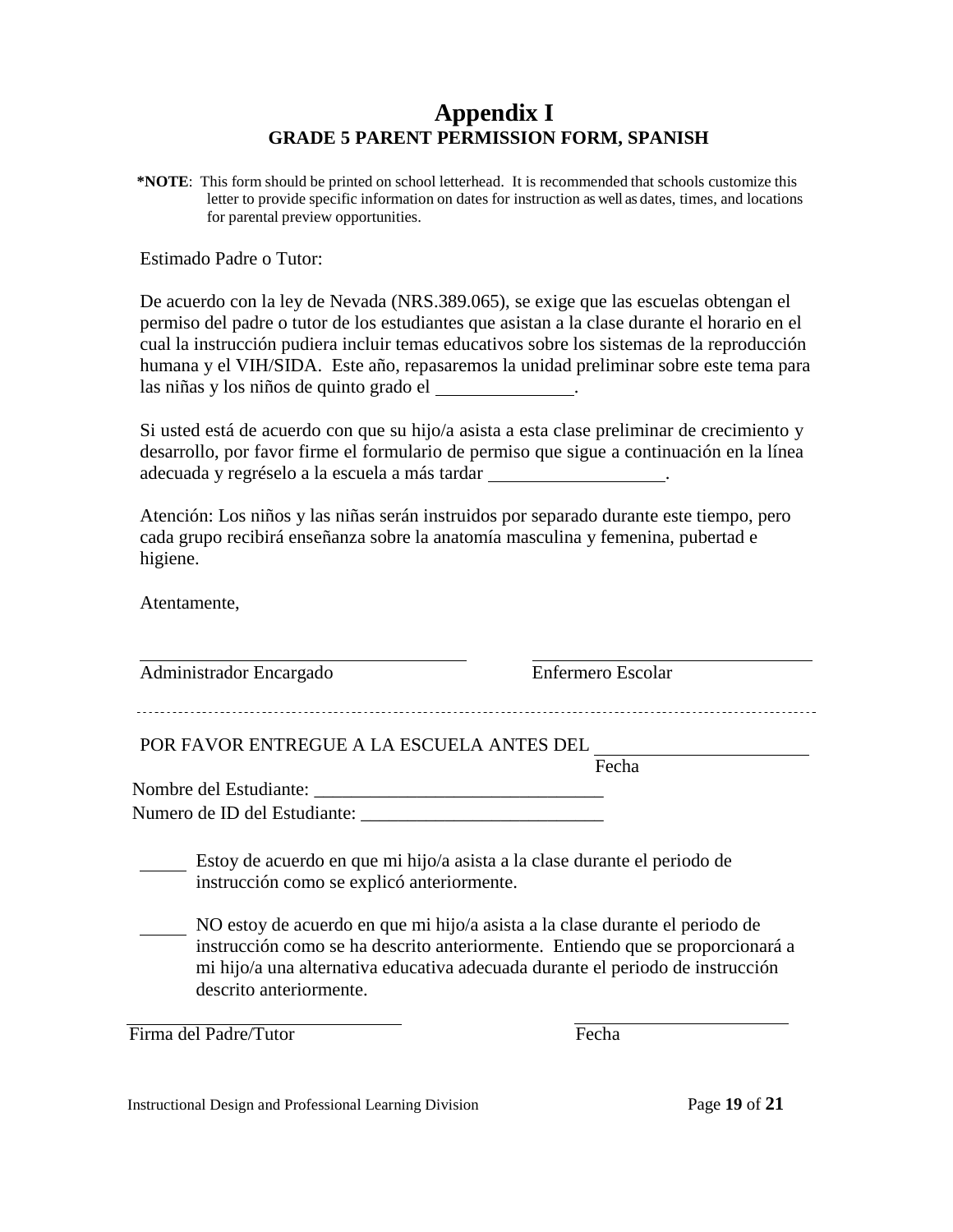# Appendix I

## GRADE 5 PARENT PERMISSION FORM, SPANISH

**\*NOTE**: This form should be printed on school letterhead. It is recommended that schools customize this letter to provide specific information on dates for instruction as well as dates, times, and locations for parental preview opportunities.

Estimado Padre o Tutor:

De acuerdo con la ley de Nevada (NRS.389.065), se exige que las escuelas obtengan el permiso del padre o tutor de los estudiantes que asistan a la clase durante el horario en el cual la instrucción pudiera incluir temas educativos sobre los sistemas de la reproducción humana y el VIH/SIDA. Este año, repasaremos la unidad preliminar sobre este tema para las niñas y los niños de quinto grado el \_\_\_\_\_\_\_\_\_\_\_\_\_\_\_.

Si usted está de acuerdo con que su hijo/a asista a esta clase preliminar de crecimiento y desarrollo, por favor firme el formulario de permiso que sigue a continuación en la línea adecuada y regréselo a la escuela a más tardar \_\_\_\_\_\_\_\_\_\_\_\_\_\_\_\_\_\_\_.

Atención: Los niños y las niñas serán instruidos por separado durante este tiempo, pero cada grupo recibirá enseñanza sobre la anatomía masculina y femenina, pubertad e higiene.

Atentamente,

\_\_\_\_\_\_\_\_\_\_\_\_\_\_\_\_\_\_\_\_\_\_\_\_\_\_\_\_\_\_\_\_\_\_\_\_ \_\_\_\_\_\_\_\_\_\_\_\_\_\_\_\_\_\_\_\_\_\_\_\_\_\_\_\_\_\_\_\_\_\_\_\_

Administrador Encargado Enfermero Escolar

---

POR FAVOR ENTREGUE A LA ESCUELA ANTES DEL \_\_\_\_\_\_\_\_\_\_\_\_\_\_\_\_\_\_\_\_\_\_\_\_
Fecha

Nombre del Estudiante: \_\_\_\_\_\_\_\_\_\_\_\_\_\_\_\_\_\_\_\_\_\_\_\_\_\_\_\_\_\_\_

Numero de ID del Estudiante: \_\_\_\_\_\_\_\_\_\_\_\_\_\_\_\_\_\_\_\_\_\_\_\_\_\_

\_\_\_\_\_ Estoy de acuerdo en que mi hijo/a asista a la clase durante el periodo de instrucción como se explicó anteriormente.

\_\_\_\_\_ NO estoy de acuerdo en que mi hijo/a asista a la clase durante el periodo de instrucción como se ha descrito anteriormente. Entiendo que se proporcionará a mi hijo/a una alternativa educativa adecuada durante el periodo de instrucción descrito anteriormente.

\_\_\_\_\_\_\_\_\_\_\_\_\_\_\_\_\_\_\_\_\_\_\_\_\_\_\_\_\_\_\_\_ \_\_\_\_\_\_\_\_\_\_\_\_\_\_\_\_\_\_\_\_\_\_\_\_\_\_

Firma del Padre/Tutor Fecha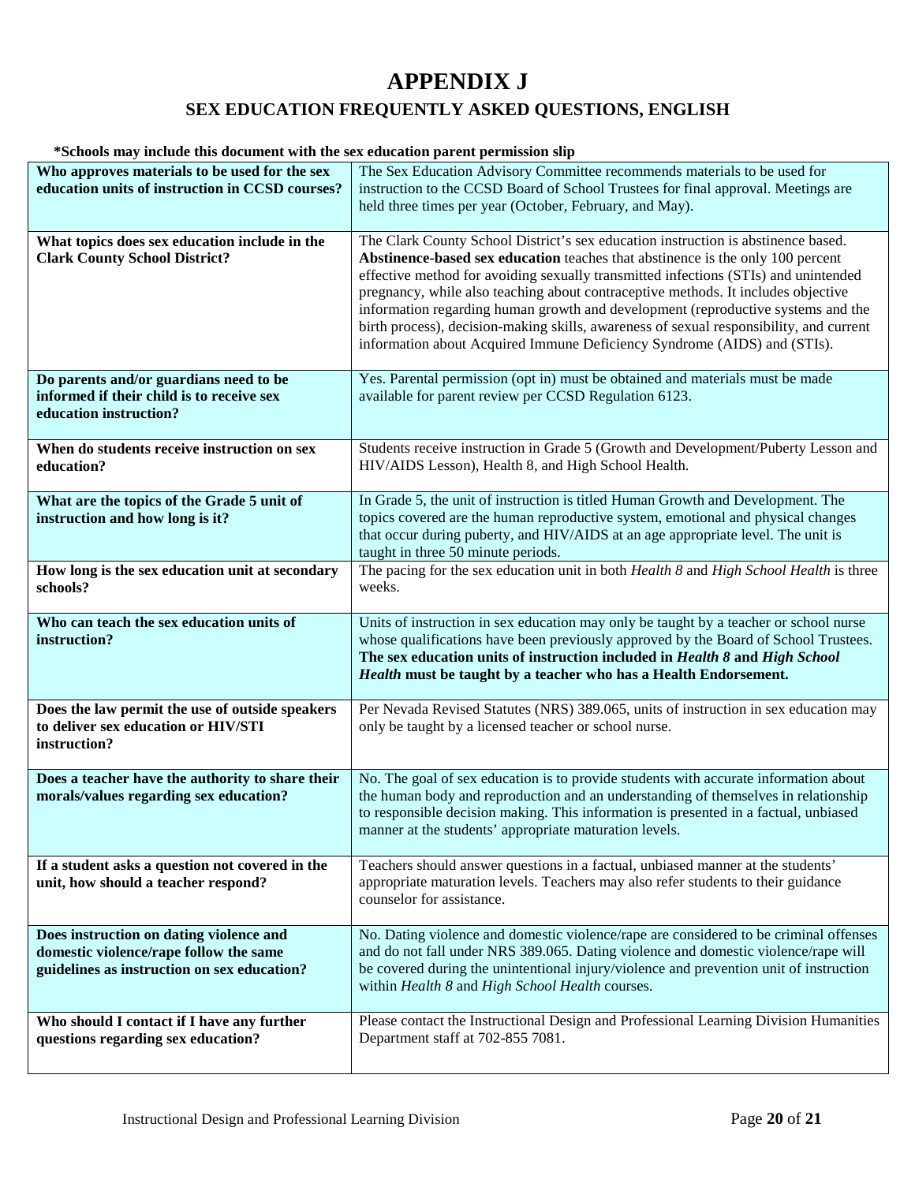# APPENDIX J

## SEX EDUCATION FREQUENTLY ASKED QUESTIONS, ENGLISH

**\*Schools may include this document with the sex education parent permission slip**

| | |
|---|---|
| **Who approves materials to be used for the sex education units of instruction in CCSD courses?** | The Sex Education Advisory Committee recommends materials to be used for instruction to the CCSD Board of School Trustees for final approval. Meetings are held three times per year (October, February, and May). |
| **What topics does sex education include in the Clark County School District?** | The Clark County School District's sex education instruction is abstinence based. **Abstinence-based sex education** teaches that abstinence is the only 100 percent effective method for avoiding sexually transmitted infections (STIs) and unintended pregnancy, while also teaching about contraceptive methods. It includes objective information regarding human growth and development (reproductive systems and the birth process), decision-making skills, awareness of sexual responsibility, and current information about Acquired Immune Deficiency Syndrome (AIDS) and (STIs). |
| **Do parents and/or guardians need to be informed if their child is to receive sex education instruction?** | Yes. Parental permission (opt in) must be obtained and materials must be made available for parent review per CCSD Regulation 6123. |
| **When do students receive instruction on sex education?** | Students receive instruction in Grade 5 (Growth and Development/Puberty Lesson and HIV/AIDS Lesson), Health 8, and High School Health. |
| **What are the topics of the Grade 5 unit of instruction and how long is it?** | In Grade 5, the unit of instruction is titled Human Growth and Development. The topics covered are the human reproductive system, emotional and physical changes that occur during puberty, and HIV/AIDS at an age appropriate level. The unit is taught in three 50 minute periods. |
| **How long is the sex education unit at secondary schools?** | The pacing for the sex education unit in both *Health 8* and *High School Health* is three weeks. |
| **Who can teach the sex education units of instruction?** | Units of instruction in sex education may only be taught by a teacher or school nurse whose qualifications have been previously approved by the Board of School Trustees. **The sex education units of instruction included in *Health 8* and *High School Health* must be taught by a teacher who has a Health Endorsement.** |
| **Does the law permit the use of outside speakers to deliver sex education or HIV/STI instruction?** | Per Nevada Revised Statutes (NRS) 389.065, units of instruction in sex education may only be taught by a licensed teacher or school nurse. |
| **Does a teacher have the authority to share their morals/values regarding sex education?** | No. The goal of sex education is to provide students with accurate information about the human body and reproduction and an understanding of themselves in relationship to responsible decision making. This information is presented in a factual, unbiased manner at the students' appropriate maturation levels. |
| **If a student asks a question not covered in the unit, how should a teacher respond?** | Teachers should answer questions in a factual, unbiased manner at the students' appropriate maturation levels. Teachers may also refer students to their guidance counselor for assistance. |
| **Does instruction on dating violence and domestic violence/rape follow the same guidelines as instruction on sex education?** | No. Dating violence and domestic violence/rape are considered to be criminal offenses and do not fall under NRS 389.065. Dating violence and domestic violence/rape will be covered during the unintentional injury/violence and prevention unit of instruction within *Health 8* and *High School Health* courses. |
| **Who should I contact if I have any further questions regarding sex education?** | Please contact the Instructional Design and Professional Learning Division Humanities Department staff at 702-855 7081. |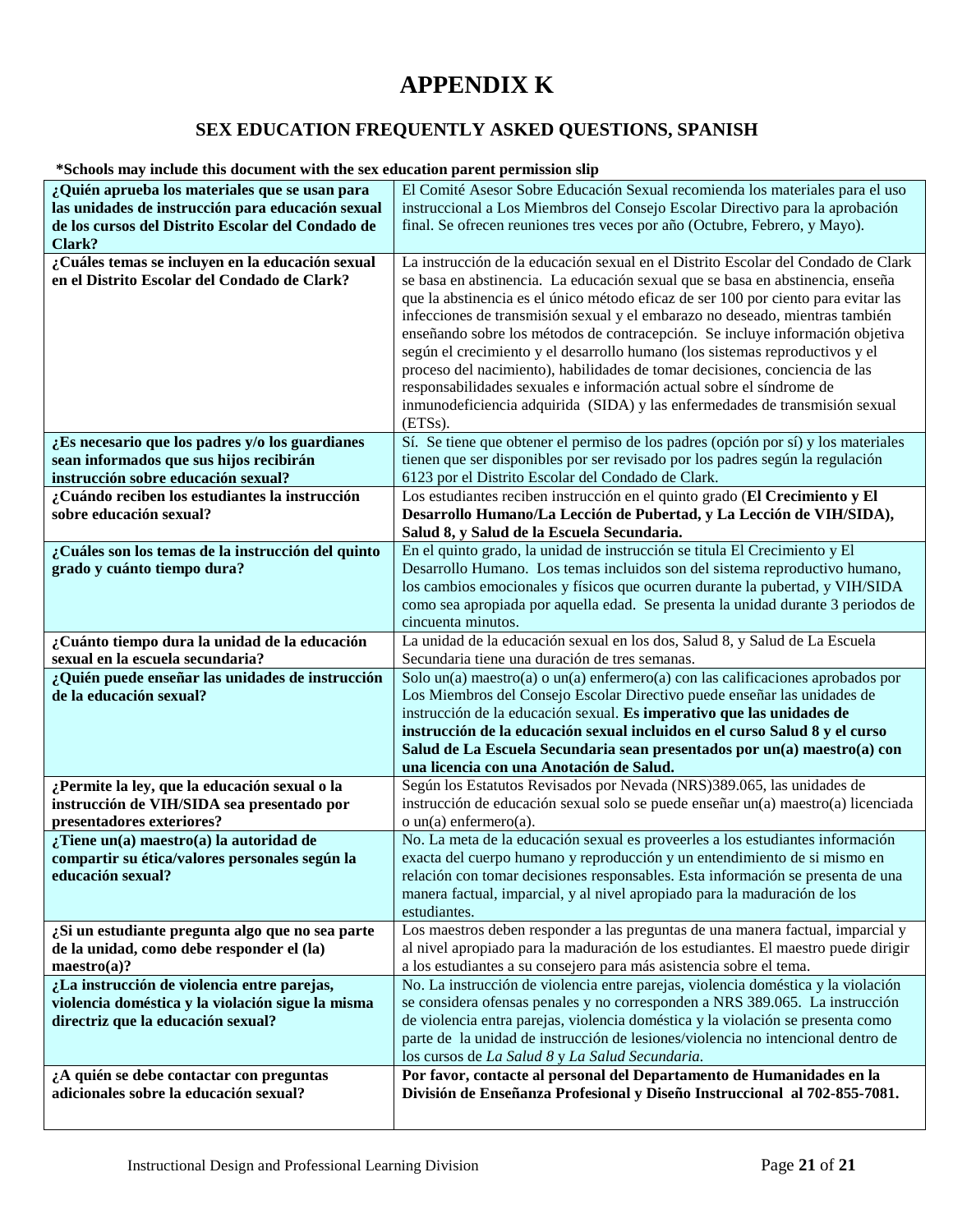# APPENDIX K

## SEX EDUCATION FREQUENTLY ASKED QUESTIONS, SPANISH

**\*Schools may include this document with the sex education parent permission slip**

| | |
|---|---|
| **¿Quién aprueba los materiales que se usan para las unidades de instrucción para educación sexual de los cursos del Distrito Escolar del Condado de Clark?** | El Comité Asesor Sobre Educación Sexual recomienda los materiales para el uso instruccional a Los Miembros del Consejo Escolar Directivo para la aprobación final. Se ofrecen reuniones tres veces por año (Octubre, Febrero, y Mayo). |
| **¿Cuáles temas se incluyen en la educación sexual en el Distrito Escolar del Condado de Clark?** | La instrucción de la educación sexual en el Distrito Escolar del Condado de Clark se basa en abstinencia. La educación sexual que se basa en abstinencia, enseña que la abstinencia es el único método eficaz de ser 100 por ciento para evitar las infecciones de transmisión sexual y el embarazo no deseado, mientras también enseñando sobre los métodos de contracepción. Se incluye información objetiva según el crecimiento y el desarrollo humano (los sistemas reproductivos y el proceso del nacimiento), habilidades de tomar decisiones, conciencia de las responsabilidades sexuales e información actual sobre el síndrome de inmunodeficiencia adquirida (SIDA) y las enfermedades de transmisión sexual (ETSs). |
| **¿Es necesario que los padres y/o los guardianes sean informados que sus hijos recibirán instrucción sobre educación sexual?** | Sí. Se tiene que obtener el permiso de los padres (opción por sí) y los materiales tienen que ser disponibles por ser revisado por los padres según la regulación 6123 por el Distrito Escolar del Condado de Clark. |
| **¿Cuándo reciben los estudiantes la instrucción sobre educación sexual?** | Los estudiantes reciben instrucción en el quinto grado (**El Crecimiento y El Desarrollo Humano/La Lección de Pubertad, y La Lección de VIH/SIDA), Salud 8, y Salud de la Escuela Secundaria.** |
| **¿Cuáles son los temas de la instrucción del quinto grado y cuánto tiempo dura?** | En el quinto grado, la unidad de instrucción se titula El Crecimiento y El Desarrollo Humano. Los temas incluidos son del sistema reproductivo humano, los cambios emocionales y físicos que ocurren durante la pubertad, y VIH/SIDA como sea apropiada por aquella edad. Se presenta la unidad durante 3 periodos de cincuenta minutos. |
| **¿Cuánto tiempo dura la unidad de la educación sexual en la escuela secundaria?** | La unidad de la educación sexual en los dos, Salud 8, y Salud de La Escuela Secundaria tiene una duración de tres semanas. |
| **¿Quién puede enseñar las unidades de instrucción de la educación sexual?** | Solo un(a) maestro(a) o un(a) enfermero(a) con las calificaciones aprobados por Los Miembros del Consejo Escolar Directivo puede enseñar las unidades de instrucción de la educación sexual. **Es imperativo que las unidades de instrucción de la educación sexual incluidos en el curso Salud 8 y el curso Salud de La Escuela Secundaria sean presentados por un(a) maestro(a) con una licencia con una Anotación de Salud.** |
| **¿Permite la ley, que la educación sexual o la instrucción de VIH/SIDA sea presentado por presentadores exteriores?** | Según los Estatutos Revisados por Nevada (NRS)389.065, las unidades de instrucción de educación sexual solo se puede enseñar un(a) maestro(a) licenciada o un(a) enfermero(a). |
| **¿Tiene un(a) maestro(a) la autoridad de compartir su ética/valores personales según la educación sexual?** | No. La meta de la educación sexual es proveerles a los estudiantes información exacta del cuerpo humano y reproducción y un entendimiento de si mismo en relación con tomar decisiones responsables. Esta información se presenta de una manera factual, imparcial, y al nivel apropiado para la maduración de los estudiantes. |
| **¿Si un estudiante pregunta algo que no sea parte de la unidad, como debe responder el (la) maestro(a)?** | Los maestros deben responder a las preguntas de una manera factual, imparcial y al nivel apropiado para la maduración de los estudiantes. El maestro puede dirigir a los estudiantes a su consejero para más asistencia sobre el tema. |
| **¿La instrucción de violencia entre parejas, violencia doméstica y la violación sigue la misma directriz que la educación sexual?** | No. La instrucción de violencia entre parejas, violencia doméstica y la violación se considera ofensas penales y no corresponden a NRS 389.065. La instrucción de violencia entra parejas, violencia doméstica y la violación se presenta como parte de la unidad de instrucción de lesiones/violencia no intencional dentro de los cursos de *La Salud 8* y *La Salud Secundaria.* |
| **¿A quién se debe contactar con preguntas adicionales sobre la educación sexual?** | **Por favor, contacte al personal del Departamento de Humanidades en la División de Enseñanza Profesional y Diseño Instruccional al 702-855-7081.** |